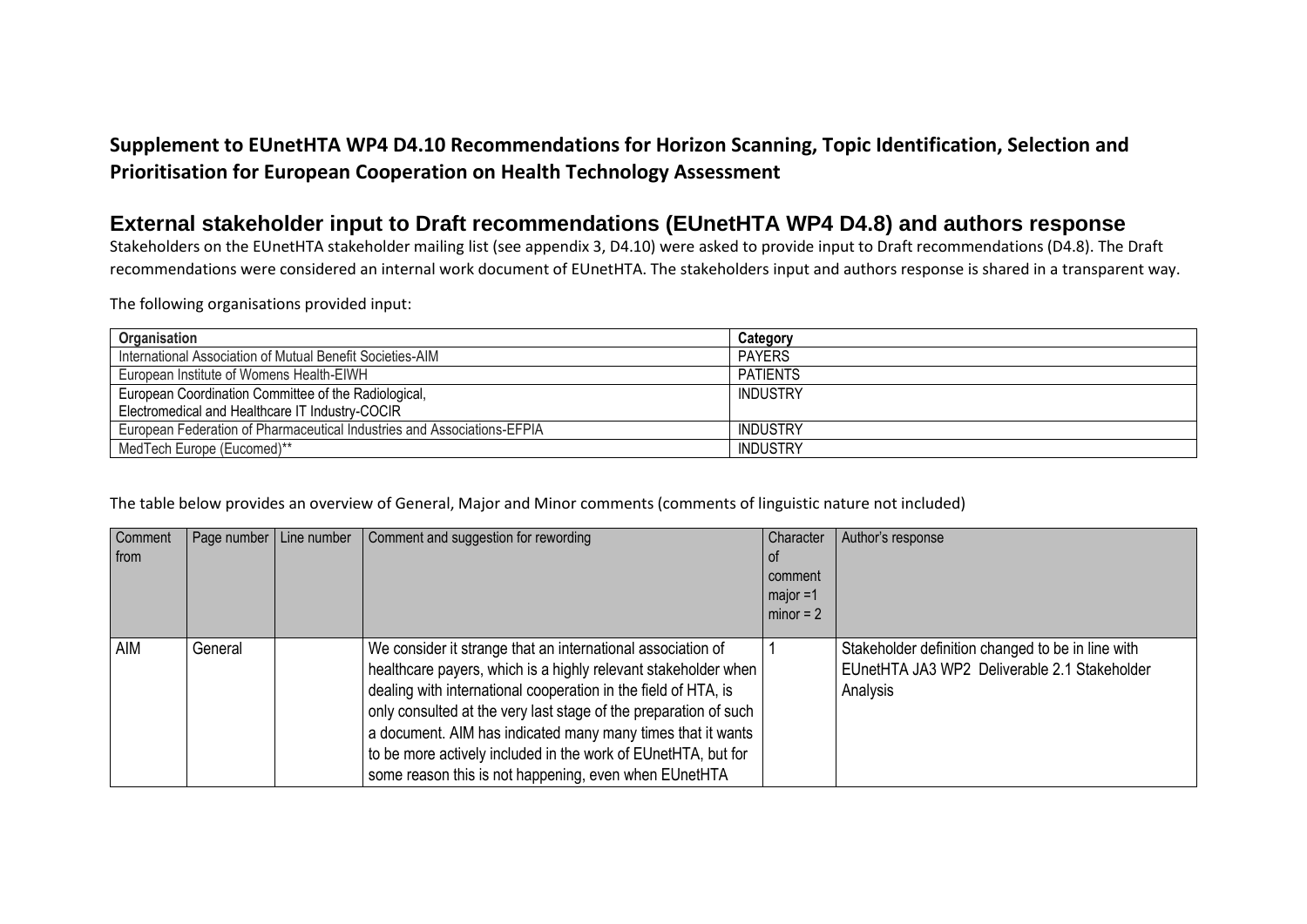# Supplement to EUnetHTA WP4 D4.10 Recommendations for Horizon Scanning, Topic Identification, Selection and Prioritisation for European Cooperation on Health Technology Assessment

## External stakeholder input to Draft recommendations (EUnetHTA WP4 D4.8) and authors response

Stakeholders on the EUnetHTA stakeholder mailing list (see appendix 3, D4.10) were asked to provide input to Draft recommendations (D4.8). The Draft recommendations were considered an internal work document of EUnetHTA. The stakeholders input and authors response is shared in a transparent way.

The following organisations provided input:

| Organisation | Category |
|---|---|
| International Association of Mutual Benefit Societies-AIM | PAYERS |
| European Institute of Womens Health-EIWH | PATIENTS |
| European Coordination Committee of the Radiological, Electromedical and Healthcare IT Industry-COCIR | INDUSTRY |
| European Federation of Pharmaceutical Industries and Associations-EFPIA | INDUSTRY |
| MedTech Europe (Eucomed)** | INDUSTRY |

The table below provides an overview of General, Major and Minor comments (comments of linguistic nature not included)

| Comment from | Page number | Line number | Comment and suggestion for rewording | Character of comment major =1 minor = 2 | Author's response |
|---|---|---|---|---|---|
| AIM | General | | We consider it strange that an international association of healthcare payers, which is a highly relevant stakeholder when dealing with international cooperation in the field of HTA, is only consulted at the very last stage of the preparation of such a document. AIM has indicated many many times that it wants to be more actively included in the work of EUnetHTA, but for some reason this is not happening, even when EUnetHTA | 1 | Stakeholder definition changed to be in line with EUnetHTA JA3 WP2 Deliverable 2.1 Stakeholder Analysis |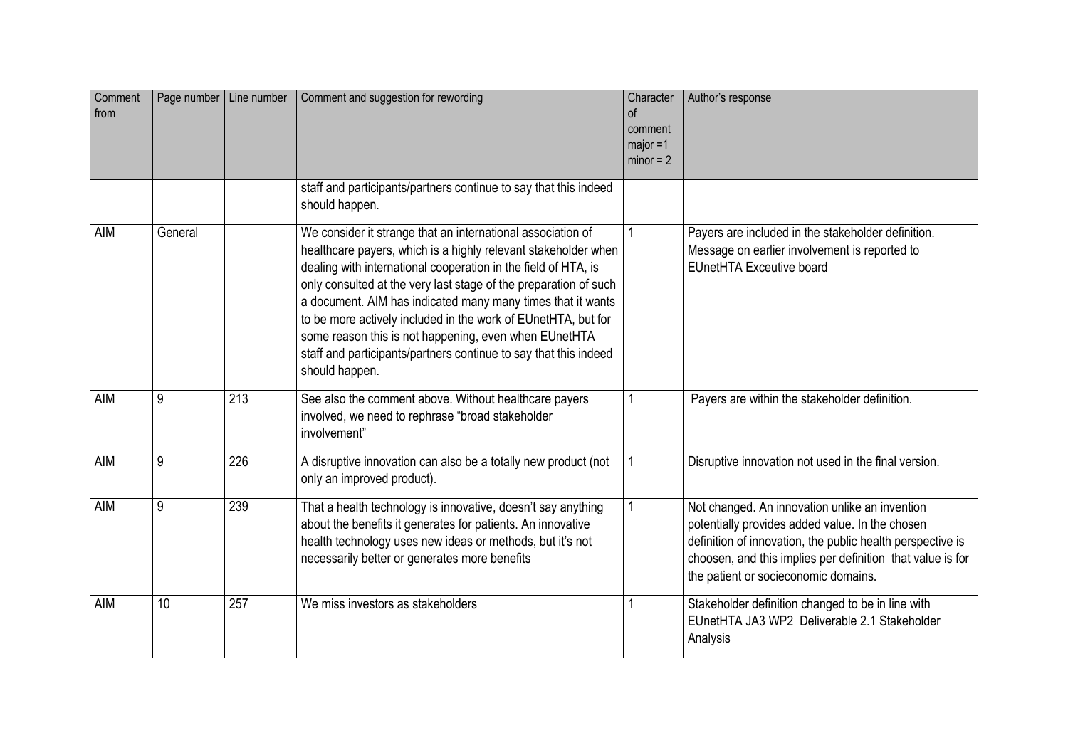| Comment from | Page number | Line number | Comment and suggestion for rewording | Character of comment major =1 minor = 2 | Author's response |
|---|---|---|---|---|---|
| | | | staff and participants/partners continue to say that this indeed should happen. | | |
| AIM | General | | We consider it strange that an international association of healthcare payers, which is a highly relevant stakeholder when dealing with international cooperation in the field of HTA, is only consulted at the very last stage of the preparation of such a document. AIM has indicated many many times that it wants to be more actively included in the work of EUnetHTA, but for some reason this is not happening, even when EUnetHTA staff and participants/partners continue to say that this indeed should happen. | 1 | Payers are included in the stakeholder definition. Message on earlier involvement is reported to EUnetHTA Exceutive board |
| AIM | 9 | 213 | See also the comment above. Without healthcare payers involved, we need to rephrase "broad stakeholder involvement" | 1 | Payers are within the stakeholder definition. |
| AIM | 9 | 226 | A disruptive innovation can also be a totally new product (not only an improved product). | 1 | Disruptive innovation not used in the final version. |
| AIM | 9 | 239 | That a health technology is innovative, doesn't say anything about the benefits it generates for patients. An innovative health technology uses new ideas or methods, but it's not necessarily better or generates more benefits | 1 | Not changed. An innovation unlike an invention potentially provides added value. In the chosen definition of innovation, the public health perspective is choosen, and this implies per definition that value is for the patient or socieconomic domains. |
| AIM | 10 | 257 | We miss investors as stakeholders | 1 | Stakeholder definition changed to be in line with EUnetHTA JA3 WP2 Deliverable 2.1 Stakeholder Analysis |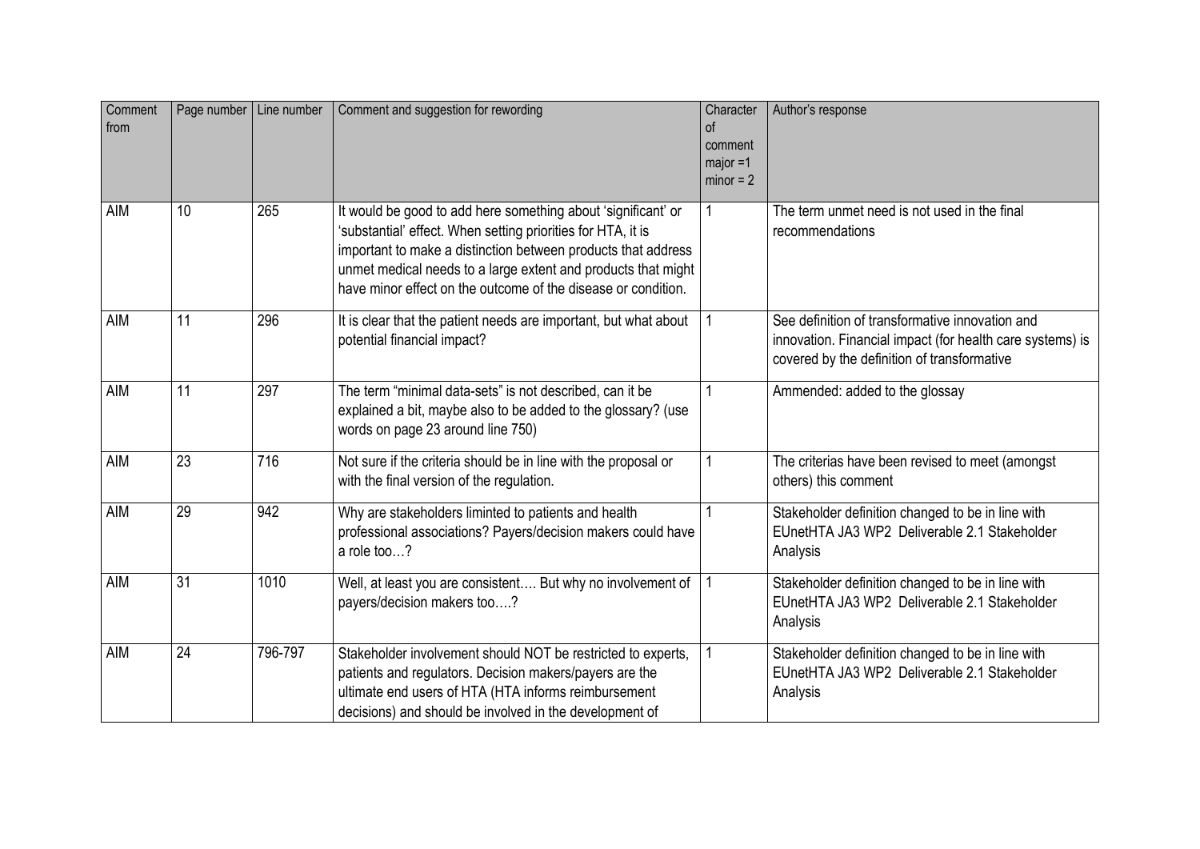| Comment from | Page number | Line number | Comment and suggestion for rewording | Character of comment major =1 minor = 2 | Author's response |
|---|---|---|---|---|---|
| AIM | 10 | 265 | It would be good to add here something about 'significant' or 'substantial' effect. When setting priorities for HTA, it is important to make a distinction between products that address unmet medical needs to a large extent and products that might have minor effect on the outcome of the disease or condition. | 1 | The term unmet need is not used in the final recommendations |
| AIM | 11 | 296 | It is clear that the patient needs are important, but what about potential financial impact? | 1 | See definition of transformative innovation and innovation. Financial impact (for health care systems) is covered by the definition of transformative |
| AIM | 11 | 297 | The term "minimal data-sets" is not described, can it be explained a bit, maybe also to be added to the glossary? (use words on page 23 around line 750) | 1 | Ammended: added to the glossay |
| AIM | 23 | 716 | Not sure if the criteria should be in line with the proposal or with the final version of the regulation. | 1 | The criterias have been revised to meet (amongst others) this comment |
| AIM | 29 | 942 | Why are stakeholders liminted to patients and health professional associations? Payers/decision makers could have a role too…? | 1 | Stakeholder definition changed to be in line with EUnetHTA JA3 WP2 Deliverable 2.1 Stakeholder Analysis |
| AIM | 31 | 1010 | Well, at least you are consistent…. But why no involvement of payers/decision makers too….? | 1 | Stakeholder definition changed to be in line with EUnetHTA JA3 WP2 Deliverable 2.1 Stakeholder Analysis |
| AIM | 24 | 796-797 | Stakeholder involvement should NOT be restricted to experts, patients and regulators. Decision makers/payers are the ultimate end users of HTA (HTA informs reimbursement decisions) and should be involved in the development of | 1 | Stakeholder definition changed to be in line with EUnetHTA JA3 WP2 Deliverable 2.1 Stakeholder Analysis |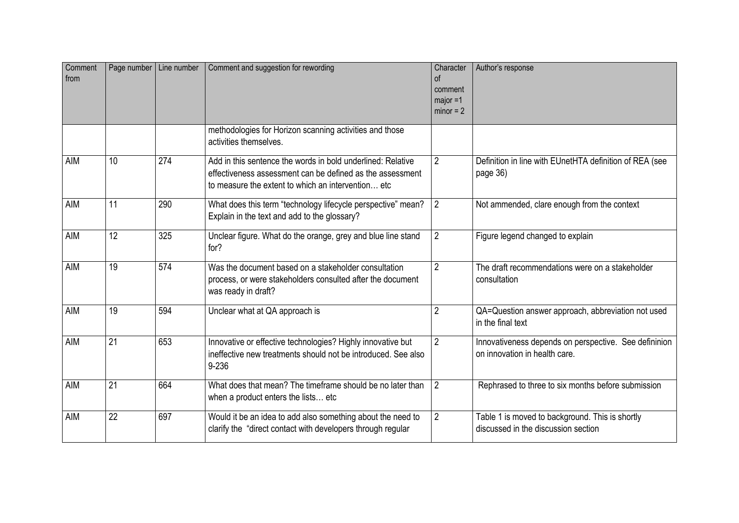| Comment from | Page number | Line number | Comment and suggestion for rewording | Character of comment major =1 minor = 2 | Author's response |
|---|---|---|---|---|---|
| | | | methodologies for Horizon scanning activities and those activities themselves. | | |
| AIM | 10 | 274 | Add in this sentence the words in bold underlined: Relative effectiveness assessment can be defined as the assessment to measure the extent to which an intervention… etc | 2 | Definition in line with EUnetHTA definition of REA (see page 36) |
| AIM | 11 | 290 | What does this term "technology lifecycle perspective" mean? Explain in the text and add to the glossary? | 2 | Not ammended, clare enough from the context |
| AIM | 12 | 325 | Unclear figure. What do the orange, grey and blue line stand for? | 2 | Figure legend changed to explain |
| AIM | 19 | 574 | Was the document based on a stakeholder consultation process, or were stakeholders consulted after the document was ready in draft? | 2 | The draft recommendations were on a stakeholder consultation |
| AIM | 19 | 594 | Unclear what at QA approach is | 2 | QA=Question answer approach, abbreviation not used in the final text |
| AIM | 21 | 653 | Innovative or effective technologies? Highly innovative but ineffective new treatments should not be introduced. See also 9-236 | 2 | Innovativeness depends on perspective. See defininion on innovation in health care. |
| AIM | 21 | 664 | What does that mean? The timeframe should be no later than when a product enters the lists… etc | 2 | Rephrased to three to six months before submission |
| AIM | 22 | 697 | Would it be an idea to add also something about the need to clarify the "direct contact with developers through regular | 2 | Table 1 is moved to background. This is shortly discussed in the discussion section |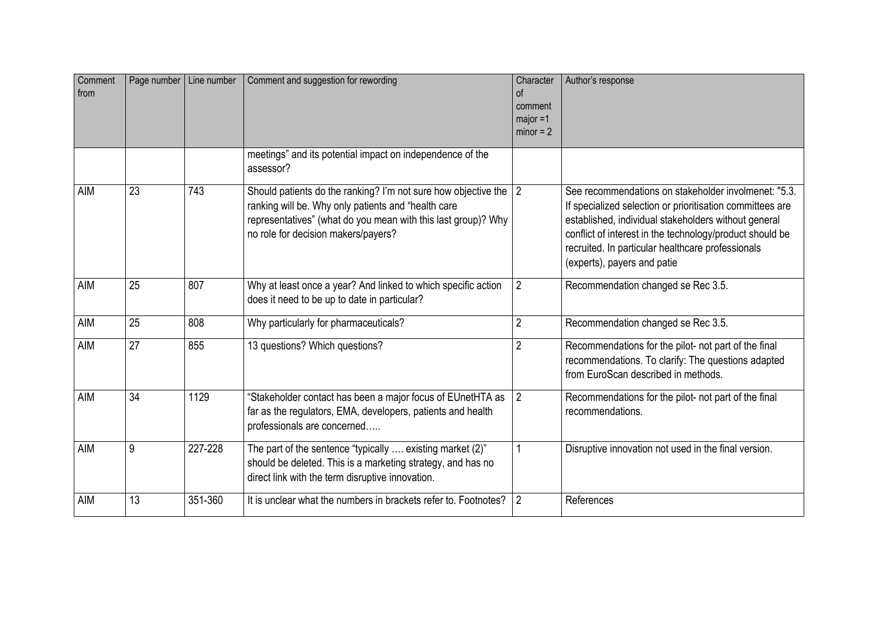| Comment from | Page number | Line number | Comment and suggestion for rewording | Character of comment major =1 minor = 2 | Author's response |
|---|---|---|---|---|---|
| | | | meetings" and its potential impact on independence of the assessor? | | |
| AIM | 23 | 743 | Should patients do the ranking? I'm not sure how objective the ranking will be. Why only patients and "health care representatives" (what do you mean with this last group)? Why no role for decision makers/payers? | 2 | See recommendations on stakeholder involmenet: "5.3. If specialized selection or prioritisation committees are established, individual stakeholders without general conflict of interest in the technology/product should be recruited. In particular healthcare professionals (experts), payers and patie |
| AIM | 25 | 807 | Why at least once a year? And linked to which specific action does it need to be up to date in particular? | 2 | Recommendation changed se Rec 3.5. |
| AIM | 25 | 808 | Why particularly for pharmaceuticals? | 2 | Recommendation changed se Rec 3.5. |
| AIM | 27 | 855 | 13 questions? Which questions? | 2 | Recommendations for the pilot- not part of the final recommendations. To clarify: The questions adapted from EuroScan described in methods. |
| AIM | 34 | 1129 | "Stakeholder contact has been a major focus of EUnetHTA as far as the regulators, EMA, developers, patients and health professionals are concerned….. | 2 | Recommendations for the pilot- not part of the final recommendations. |
| AIM | 9 | 227-228 | The part of the sentence "typically …. existing market (2)" should be deleted. This is a marketing strategy, and has no direct link with the term disruptive innovation. | 1 | Disruptive innovation not used in the final version. |
| AIM | 13 | 351-360 | It is unclear what the numbers in brackets refer to. Footnotes? | 2 | References |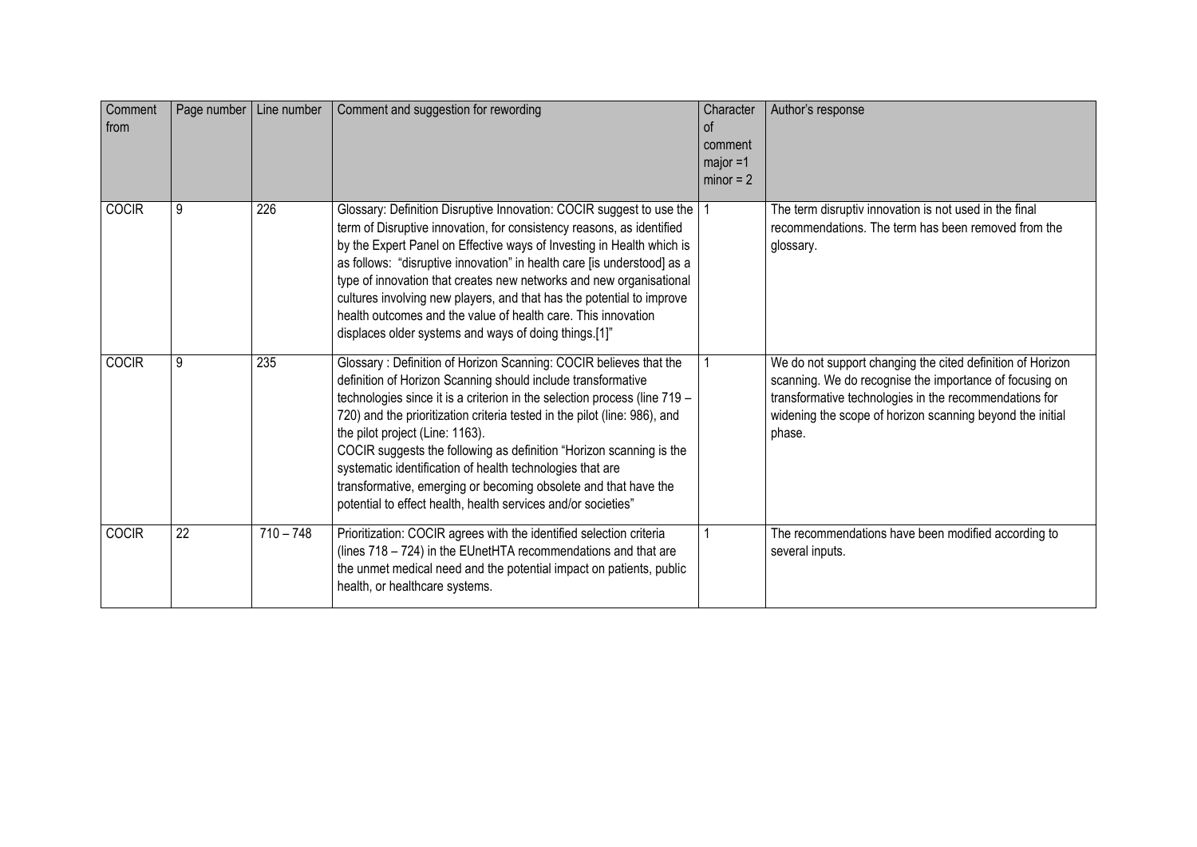| Comment from | Page number | Line number | Comment and suggestion for rewording | Character of comment major =1 minor = 2 | Author's response |
| --- | --- | --- | --- | --- | --- |
| COCIR | 9 | 226 | Glossary: Definition Disruptive Innovation: COCIR suggest to use the term of Disruptive innovation, for consistency reasons, as identified by the Expert Panel on Effective ways of Investing in Health which is as follows: "disruptive innovation" in health care [is understood] as a type of innovation that creates new networks and new organisational cultures involving new players, and that has the potential to improve health outcomes and the value of health care. This innovation displaces older systems and ways of doing things.[1]" | 1 | The term disruptiv innovation is not used in the final recommendations. The term has been removed from the glossary. |
| COCIR | 9 | 235 | Glossary : Definition of Horizon Scanning: COCIR believes that the definition of Horizon Scanning should include transformative technologies since it is a criterion in the selection process (line 719 – 720) and the prioritization criteria tested in the pilot (line: 986), and the pilot project (Line: 1163).<br>COCIR suggests the following as definition "Horizon scanning is the systematic identification of health technologies that are transformative, emerging or becoming obsolete and that have the potential to effect health, health services and/or societies" | 1 | We do not support changing the cited definition of Horizon scanning. We do recognise the importance of focusing on transformative technologies in the recommendations for widening the scope of horizon scanning beyond the initial phase. |
| COCIR | 22 | 710 – 748 | Prioritization: COCIR agrees with the identified selection criteria (lines 718 – 724) in the EUnetHTA recommendations and that are the unmet medical need and the potential impact on patients, public health, or healthcare systems. | 1 | The recommendations have been modified according to several inputs. |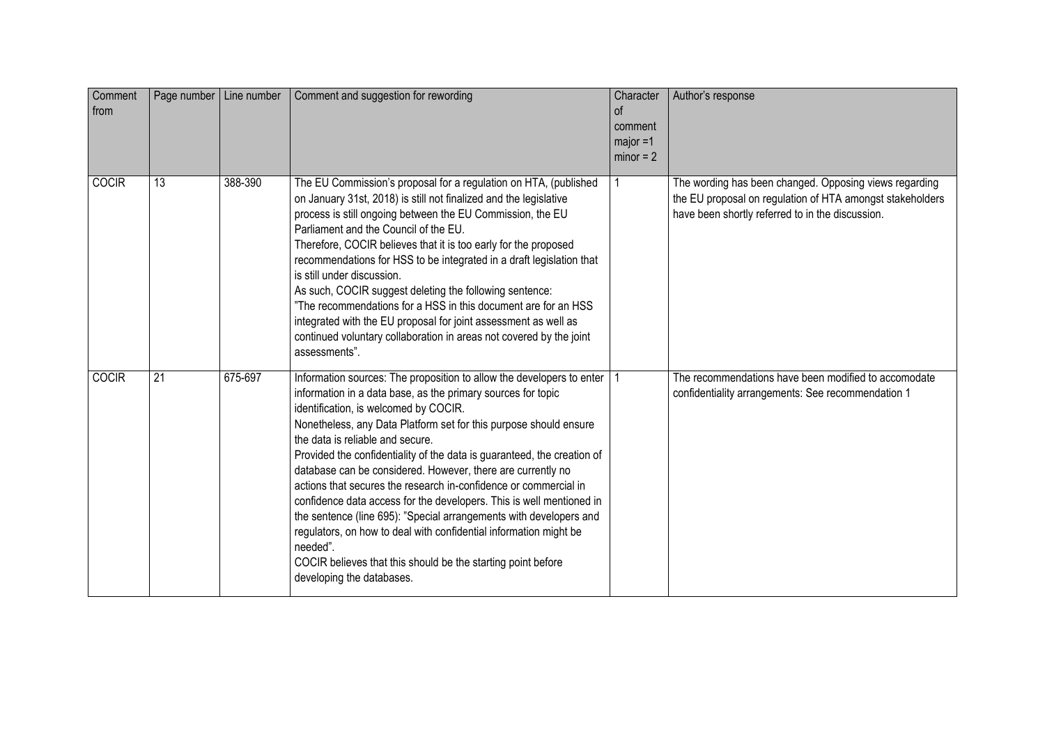| Comment from | Page number | Line number | Comment and suggestion for rewording | Character of comment major =1 minor = 2 | Author's response |
|---|---|---|---|---|---|
| COCIR | 13 | 388-390 | The EU Commission's proposal for a regulation on HTA, (published on January 31st, 2018) is still not finalized and the legislative process is still ongoing between the EU Commission, the EU Parliament and the Council of the EU.<br>Therefore, COCIR believes that it is too early for the proposed recommendations for HSS to be integrated in a draft legislation that is still under discussion.<br>As such, COCIR suggest deleting the following sentence:<br>"The recommendations for a HSS in this document are for an HSS integrated with the EU proposal for joint assessment as well as continued voluntary collaboration in areas not covered by the joint assessments". | 1 | The wording has been changed. Opposing views regarding the EU proposal on regulation of HTA amongst stakeholders have been shortly referred to in the discussion. |
| COCIR | 21 | 675-697 | Information sources: The proposition to allow the developers to enter information in a data base, as the primary sources for topic identification, is welcomed by COCIR.<br>Nonetheless, any Data Platform set for this purpose should ensure the data is reliable and secure.<br>Provided the confidentiality of the data is guaranteed, the creation of database can be considered. However, there are currently no actions that secures the research in-confidence or commercial in confidence data access for the developers. This is well mentioned in the sentence (line 695): "Special arrangements with developers and regulators, on how to deal with confidential information might be needed".<br>COCIR believes that this should be the starting point before developing the databases. | 1 | The recommendations have been modified to accomodate confidentiality arrangements: See recommendation 1 |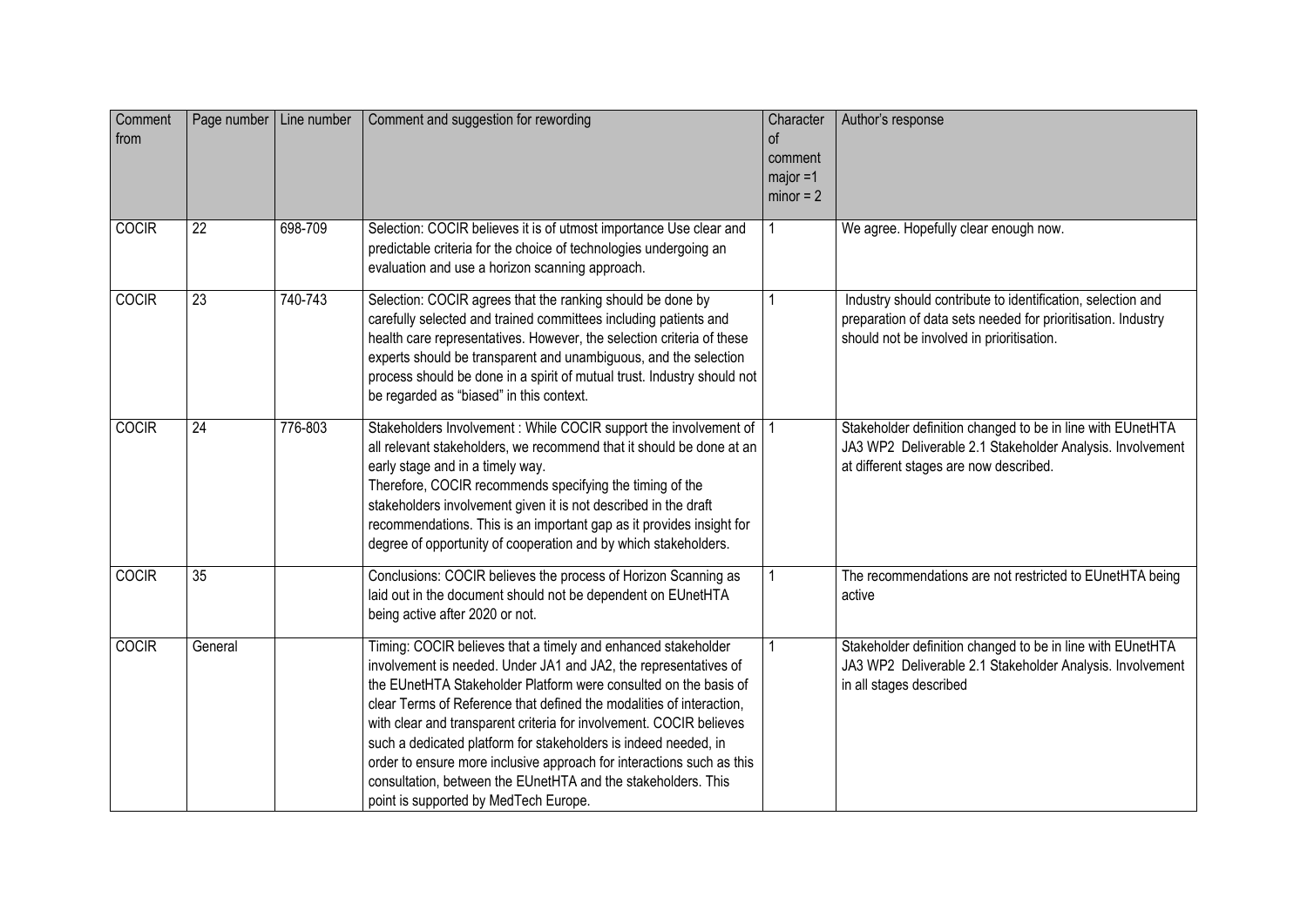| Comment from | Page number | Line number | Comment and suggestion for rewording | Character of comment major =1 minor = 2 | Author's response |
|---|---|---|---|---|---|
| COCIR | 22 | 698-709 | Selection: COCIR believes it is of utmost importance Use clear and predictable criteria for the choice of technologies undergoing an evaluation and use a horizon scanning approach. | 1 | We agree. Hopefully clear enough now. |
| COCIR | 23 | 740-743 | Selection: COCIR agrees that the ranking should be done by carefully selected and trained committees including patients and health care representatives. However, the selection criteria of these experts should be transparent and unambiguous, and the selection process should be done in a spirit of mutual trust. Industry should not be regarded as "biased" in this context. | 1 | Industry should contribute to identification, selection and preparation of data sets needed for prioritisation. Industry should not be involved in prioritisation. |
| COCIR | 24 | 776-803 | Stakeholders Involvement : While COCIR support the involvement of all relevant stakeholders, we recommend that it should be done at an early stage and in a timely way.<br>Therefore, COCIR recommends specifying the timing of the stakeholders involvement given it is not described in the draft recommendations. This is an important gap as it provides insight for degree of opportunity of cooperation and by which stakeholders. | 1 | Stakeholder definition changed to be in line with EUnetHTA JA3 WP2 Deliverable 2.1 Stakeholder Analysis. Involvement at different stages are now described. |
| COCIR | 35 | | Conclusions: COCIR believes the process of Horizon Scanning as laid out in the document should not be dependent on EUnetHTA being active after 2020 or not. | 1 | The recommendations are not restricted to EUnetHTA being active |
| COCIR | General | | Timing: COCIR believes that a timely and enhanced stakeholder involvement is needed. Under JA1 and JA2, the representatives of the EUnetHTA Stakeholder Platform were consulted on the basis of clear Terms of Reference that defined the modalities of interaction, with clear and transparent criteria for involvement. COCIR believes such a dedicated platform for stakeholders is indeed needed, in order to ensure more inclusive approach for interactions such as this consultation, between the EUnetHTA and the stakeholders. This point is supported by MedTech Europe. | 1 | Stakeholder definition changed to be in line with EUnetHTA JA3 WP2 Deliverable 2.1 Stakeholder Analysis. Involvement in all stages described |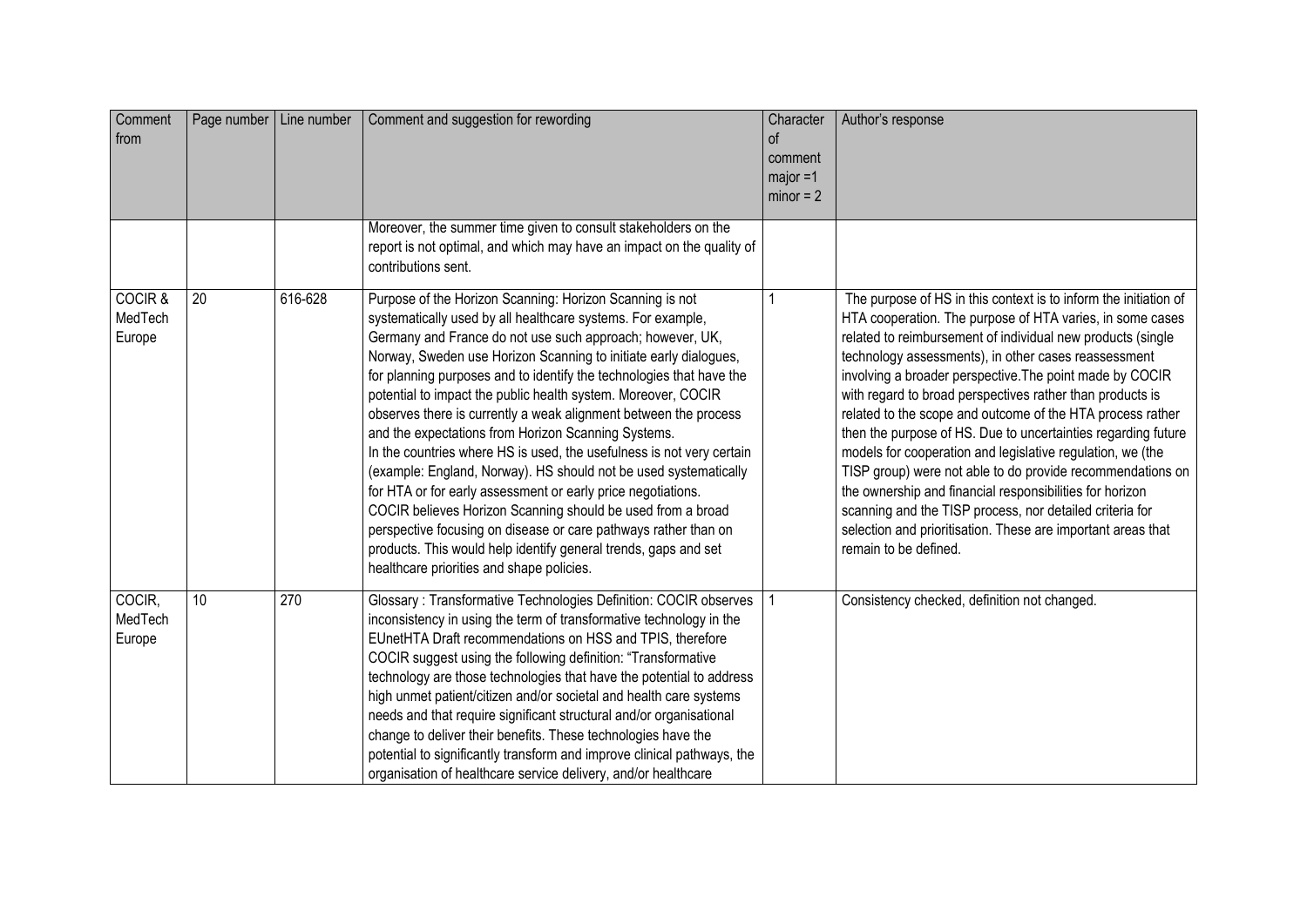| Comment from | Page number | Line number | Comment and suggestion for rewording | Character of comment major =1 minor = 2 | Author's response |
|---|---|---|---|---|---|
| | | | Moreover, the summer time given to consult stakeholders on the report is not optimal, and which may have an impact on the quality of contributions sent. | | |
| COCIR & MedTech Europe | 20 | 616-628 | Purpose of the Horizon Scanning: Horizon Scanning is not systematically used by all healthcare systems. For example, Germany and France do not use such approach; however, UK, Norway, Sweden use Horizon Scanning to initiate early dialogues, for planning purposes and to identify the technologies that have the potential to impact the public health system. Moreover, COCIR observes there is currently a weak alignment between the process and the expectations from Horizon Scanning Systems.<br>In the countries where HS is used, the usefulness is not very certain (example: England, Norway). HS should not be used systematically for HTA or for early assessment or early price negotiations.<br>COCIR believes Horizon Scanning should be used from a broad perspective focusing on disease or care pathways rather than on products. This would help identify general trends, gaps and set healthcare priorities and shape policies. | 1 | The purpose of HS in this context is to inform the initiation of HTA cooperation. The purpose of HTA varies, in some cases related to reimbursement of individual new products (single technology assessments), in other cases reassessment involving a broader perspective.The point made by COCIR with regard to broad perspectives rather than products is related to the scope and outcome of the HTA process rather then the purpose of HS. Due to uncertainties regarding future models for cooperation and legislative regulation, we (the TISP group) were not able to do provide recommendations on the ownership and financial responsibilities for horizon scanning and the TISP process, nor detailed criteria for selection and prioritisation. These are important areas that remain to be defined. |
| COCIR, MedTech Europe | 10 | 270 | Glossary : Transformative Technologies Definition: COCIR observes inconsistency in using the term of transformative technology in the EUnetHTA Draft recommendations on HSS and TPIS, therefore COCIR suggest using the following definition: "Transformative technology are those technologies that have the potential to address high unmet patient/citizen and/or societal and health care systems needs and that require significant structural and/or organisational change to deliver their benefits. These technologies have the potential to significantly transform and improve clinical pathways, the organisation of healthcare service delivery, and/or healthcare | 1 | Consistency checked, definition not changed. |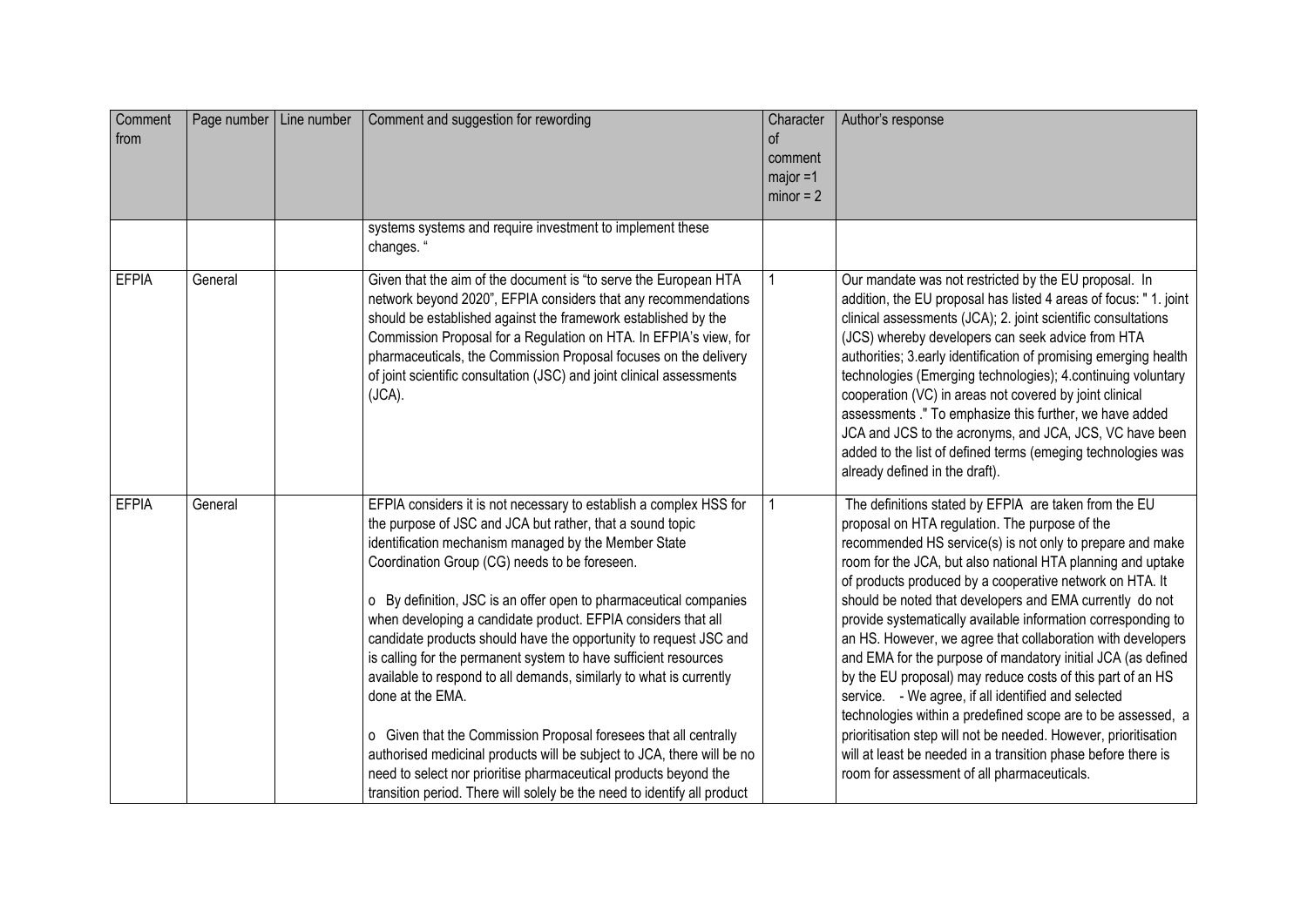| Comment from | Page number | Line number | Comment and suggestion for rewording | Character of comment major =1 minor = 2 | Author's response |
|---|---|---|---|---|---|
| | | | systems systems and require investment to implement these changes. " | | |
| EFPIA | General | | Given that the aim of the document is "to serve the European HTA network beyond 2020", EFPIA considers that any recommendations should be established against the framework established by the Commission Proposal for a Regulation on HTA. In EFPIA's view, for pharmaceuticals, the Commission Proposal focuses on the delivery of joint scientific consultation (JSC) and joint clinical assessments (JCA). | 1 | Our mandate was not restricted by the EU proposal. In addition, the EU proposal has listed 4 areas of focus: " 1. joint clinical assessments (JCA); 2. joint scientific consultations (JCS) whereby developers can seek advice from HTA authorities; 3.early identification of promising emerging health technologies (Emerging technologies); 4.continuing voluntary cooperation (VC) in areas not covered by joint clinical assessments ." To emphasize this further, we have added JCA and JCS to the acronyms, and JCA, JCS, VC have been added to the list of defined terms (emeging technologies was already defined in the draft). |
| EFPIA | General | | EFPIA considers it is not necessary to establish a complex HSS for the purpose of JSC and JCA but rather, that a sound topic identification mechanism managed by the Member State Coordination Group (CG) needs to be foreseen.<br><br>o By definition, JSC is an offer open to pharmaceutical companies when developing a candidate product. EFPIA considers that all candidate products should have the opportunity to request JSC and is calling for the permanent system to have sufficient resources available to respond to all demands, similarly to what is currently done at the EMA.<br><br>o Given that the Commission Proposal foresees that all centrally authorised medicinal products will be subject to JCA, there will be no need to select nor prioritise pharmaceutical products beyond the transition period. There will solely be the need to identify all product | 1 | The definitions stated by EFPIA are taken from the EU proposal on HTA regulation. The purpose of the recommended HS service(s) is not only to prepare and make room for the JCA, but also national HTA planning and uptake of products produced by a cooperative network on HTA. It should be noted that developers and EMA currently do not provide systematically available information corresponding to an HS. However, we agree that collaboration with developers and EMA for the purpose of mandatory initial JCA (as defined by the EU proposal) may reduce costs of this part of an HS service. - We agree, if all identified and selected technologies within a predefined scope are to be assessed, a prioritisation step will not be needed. However, prioritisation will at least be needed in a transition phase before there is room for assessment of all pharmaceuticals. |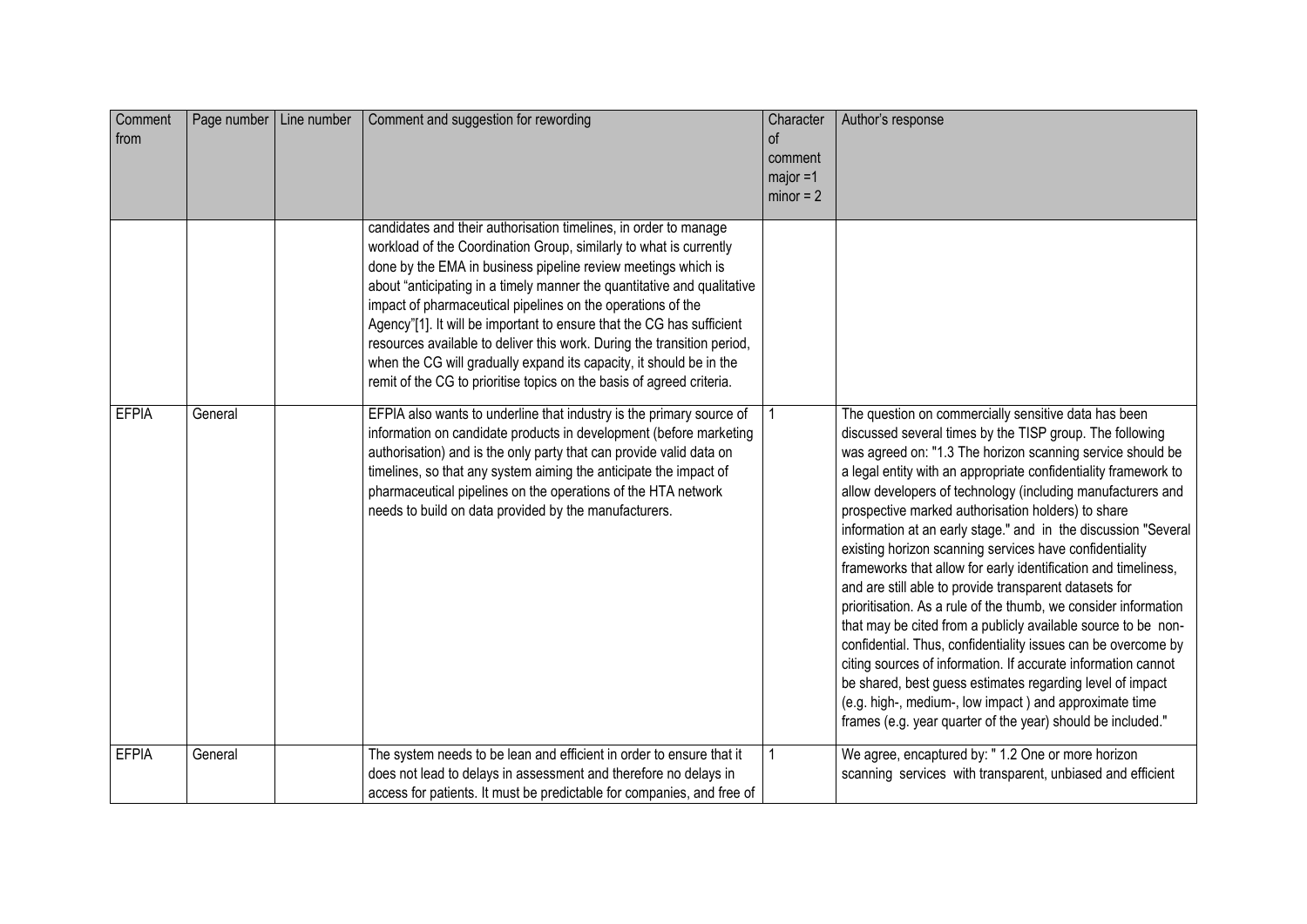| Comment from | Page number | Line number | Comment and suggestion for rewording | Character of comment major =1 minor = 2 | Author's response |
|---|---|---|---|---|---|
| | | | candidates and their authorisation timelines, in order to manage workload of the Coordination Group, similarly to what is currently done by the EMA in business pipeline review meetings which is about "anticipating in a timely manner the quantitative and qualitative impact of pharmaceutical pipelines on the operations of the Agency"[1]. It will be important to ensure that the CG has sufficient resources available to deliver this work. During the transition period, when the CG will gradually expand its capacity, it should be in the remit of the CG to prioritise topics on the basis of agreed criteria. | | |
| EFPIA | General | | EFPIA also wants to underline that industry is the primary source of information on candidate products in development (before marketing authorisation) and is the only party that can provide valid data on timelines, so that any system aiming the anticipate the impact of pharmaceutical pipelines on the operations of the HTA network needs to build on data provided by the manufacturers. | 1 | The question on commercially sensitive data has been discussed several times by the TISP group. The following was agreed on: "1.3 The horizon scanning service should be a legal entity with an appropriate confidentiality framework to allow developers of technology (including manufacturers and prospective marked authorisation holders) to share information at an early stage." and in the discussion "Several existing horizon scanning services have confidentiality frameworks that allow for early identification and timeliness, and are still able to provide transparent datasets for prioritisation. As a rule of the thumb, we consider information that may be cited from a publicly available source to be non-confidential. Thus, confidentiality issues can be overcome by citing sources of information. If accurate information cannot be shared, best guess estimates regarding level of impact (e.g. high-, medium-, low impact ) and approximate time frames (e.g. year quarter of the year) should be included." |
| EFPIA | General | | The system needs to be lean and efficient in order to ensure that it does not lead to delays in assessment and therefore no delays in access for patients. It must be predictable for companies, and free of | 1 | We agree, encaptured by: " 1.2 One or more horizon scanning services with transparent, unbiased and efficient |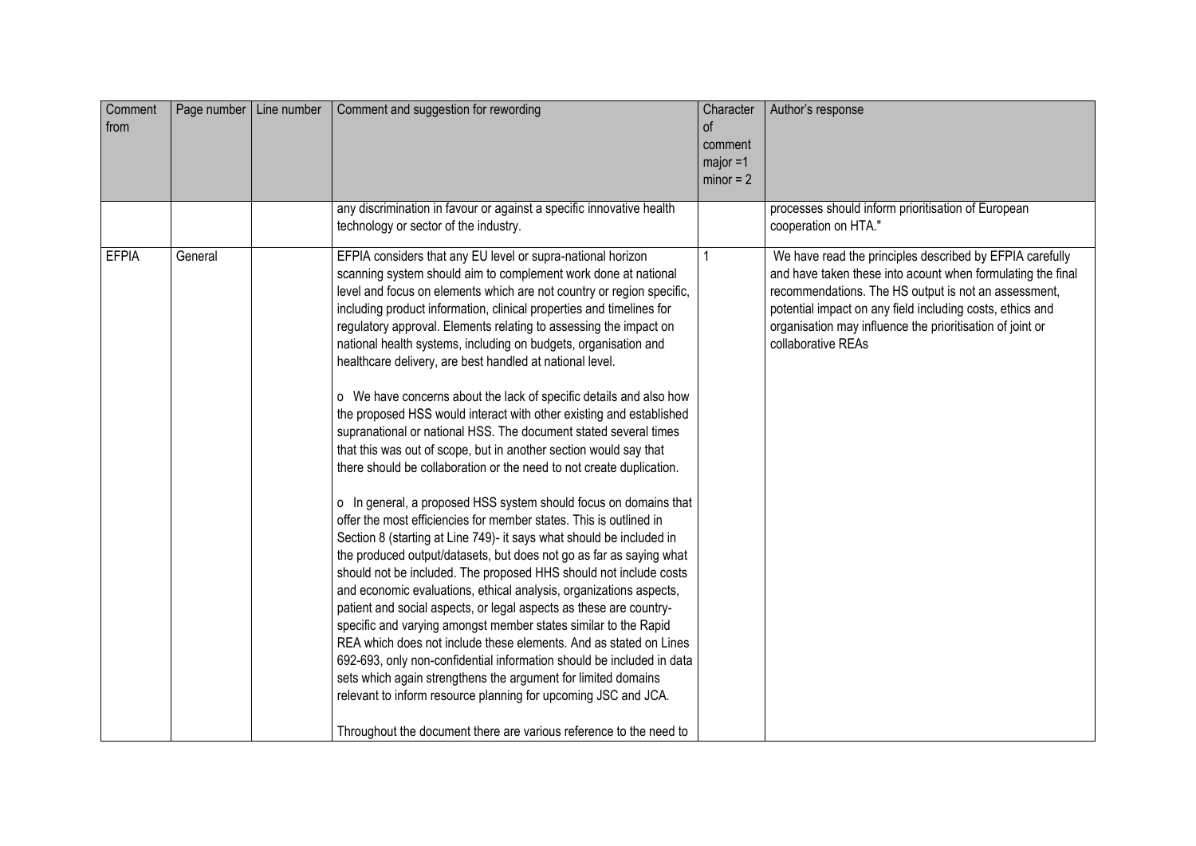| Comment from | Page number | Line number | Comment and suggestion for rewording | Character of comment major =1 minor = 2 | Author's response |
|---|---|---|---|---|---|
| | | | any discrimination in favour or against a specific innovative health technology or sector of the industry. | | processes should inform prioritisation of European cooperation on HTA." |
| EFPIA | General | | EFPIA considers that any EU level or supra-national horizon scanning system should aim to complement work done at national level and focus on elements which are not country or region specific, including product information, clinical properties and timelines for regulatory approval. Elements relating to assessing the impact on national health systems, including on budgets, organisation and healthcare delivery, are best handled at national level.<br><br>o We have concerns about the lack of specific details and also how the proposed HSS would interact with other existing and established supranational or national HSS. The document stated several times that this was out of scope, but in another section would say that there should be collaboration or the need to not create duplication.<br><br>o In general, a proposed HSS system should focus on domains that offer the most efficiencies for member states. This is outlined in Section 8 (starting at Line 749)- it says what should be included in the produced output/datasets, but does not go as far as saying what should not be included. The proposed HHS should not include costs and economic evaluations, ethical analysis, organizations aspects, patient and social aspects, or legal aspects as these are country-specific and varying amongst member states similar to the Rapid REA which does not include these elements. And as stated on Lines 692-693, only non-confidential information should be included in data sets which again strengthens the argument for limited domains relevant to inform resource planning for upcoming JSC and JCA.<br><br>Throughout the document there are various reference to the need to | 1 | We have read the principles described by EFPIA carefully and have taken these into acount when formulating the final recommendations. The HS output is not an assessment, potential impact on any field including costs, ethics and organisation may influence the prioritisation of joint or collaborative REAs |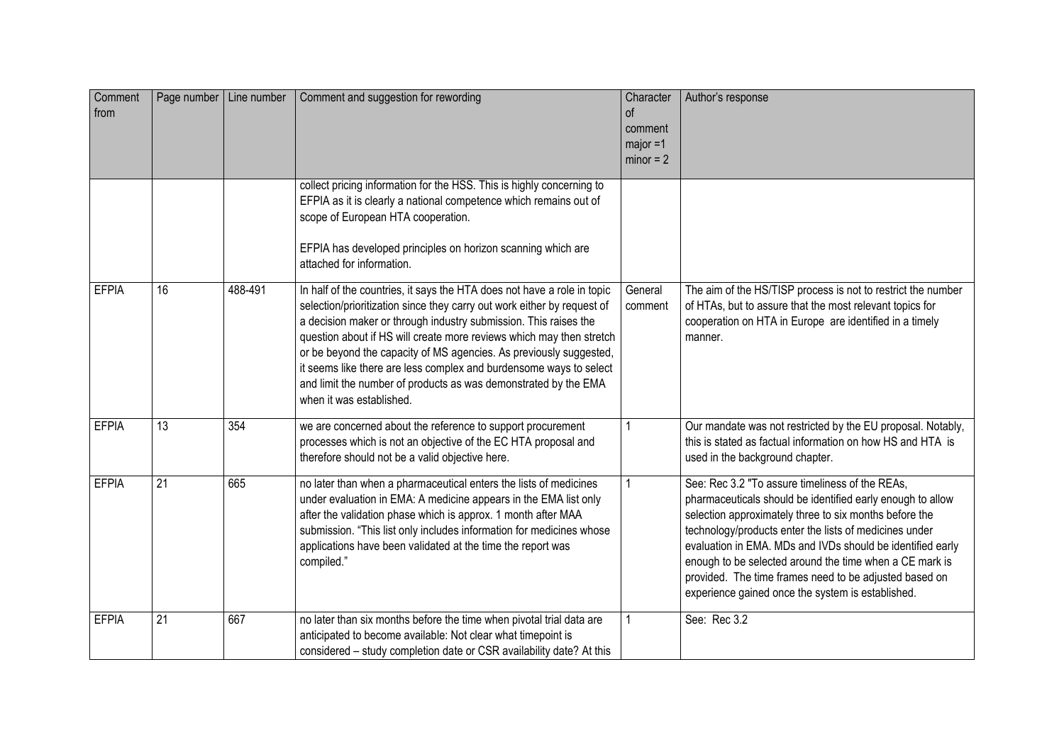| Comment from | Page number | Line number | Comment and suggestion for rewording | Character of comment major =1 minor = 2 | Author's response |
|---|---|---|---|---|---|
| | | | collect pricing information for the HSS. This is highly concerning to EFPIA as it is clearly a national competence which remains out of scope of European HTA cooperation.<br><br>EFPIA has developed principles on horizon scanning which are attached for information. | | |
| EFPIA | 16 | 488-491 | In half of the countries, it says the HTA does not have a role in topic selection/prioritization since they carry out work either by request of a decision maker or through industry submission. This raises the question about if HS will create more reviews which may then stretch or be beyond the capacity of MS agencies. As previously suggested, it seems like there are less complex and burdensome ways to select and limit the number of products as was demonstrated by the EMA when it was established. | General comment | The aim of the HS/TISP process is not to restrict the number of HTAs, but to assure that the most relevant topics for cooperation on HTA in Europe are identified in a timely manner. |
| EFPIA | 13 | 354 | we are concerned about the reference to support procurement processes which is not an objective of the EC HTA proposal and therefore should not be a valid objective here. | 1 | Our mandate was not restricted by the EU proposal. Notably, this is stated as factual information on how HS and HTA is used in the background chapter. |
| EFPIA | 21 | 665 | no later than when a pharmaceutical enters the lists of medicines under evaluation in EMA: A medicine appears in the EMA list only after the validation phase which is approx. 1 month after MAA submission. "This list only includes information for medicines whose applications have been validated at the time the report was compiled." | 1 | See: Rec 3.2 "To assure timeliness of the REAs, pharmaceuticals should be identified early enough to allow selection approximately three to six months before the technology/products enter the lists of medicines under evaluation in EMA. MDs and IVDs should be identified early enough to be selected around the time when a CE mark is provided. The time frames need to be adjusted based on experience gained once the system is established. |
| EFPIA | 21 | 667 | no later than six months before the time when pivotal trial data are anticipated to become available: Not clear what timepoint is considered – study completion date or CSR availability date? At this | 1 | See: Rec 3.2 |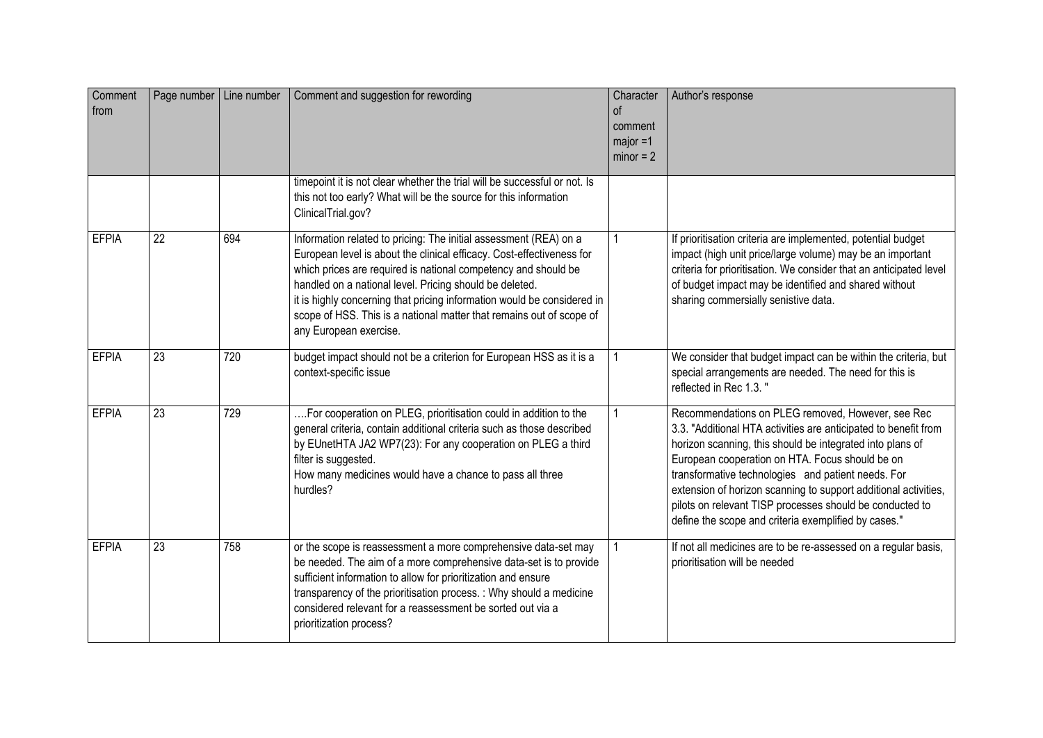| Comment from | Page number | Line number | Comment and suggestion for rewording | Character of comment major =1 minor = 2 | Author's response |
|---|---|---|---|---|---|
| | | | timepoint it is not clear whether the trial will be successful or not. Is this not too early? What will be the source for this information ClinicalTrial.gov? | | |
| EFPIA | 22 | 694 | Information related to pricing: The initial assessment (REA) on a European level is about the clinical efficacy. Cost-effectiveness for which prices are required is national competency and should be handled on a national level. Pricing should be deleted. it is highly concerning that pricing information would be considered in scope of HSS. This is a national matter that remains out of scope of any European exercise. | 1 | If prioritisation criteria are implemented, potential budget impact (high unit price/large volume) may be an important criteria for prioritisation. We consider that an anticipated level of budget impact may be identified and shared without sharing commercially senistive data. |
| EFPIA | 23 | 720 | budget impact should not be a criterion for European HSS as it is a context-specific issue | 1 | We consider that budget impact can be within the criteria, but special arrangements are needed. The need for this is reflected in Rec 1.3. " |
| EFPIA | 23 | 729 | ….For cooperation on PLEG, prioritisation could in addition to the general criteria, contain additional criteria such as those described by EUnetHTA JA2 WP7(23): For any cooperation on PLEG a third filter is suggested. How many medicines would have a chance to pass all three hurdles? | 1 | Recommendations on PLEG removed, However, see Rec 3.3. "Additional HTA activities are anticipated to benefit from horizon scanning, this should be integrated into plans of European cooperation on HTA. Focus should be on transformative technologies and patient needs. For extension of horizon scanning to support additional activities, pilots on relevant TISP processes should be conducted to define the scope and criteria exemplified by cases." |
| EFPIA | 23 | 758 | or the scope is reassessment a more comprehensive data-set may be needed. The aim of a more comprehensive data-set is to provide sufficient information to allow for prioritization and ensure transparency of the prioritisation process. : Why should a medicine considered relevant for a reassessment be sorted out via a prioritization process? | 1 | If not all medicines are to be re-assessed on a regular basis, prioritisation will be needed |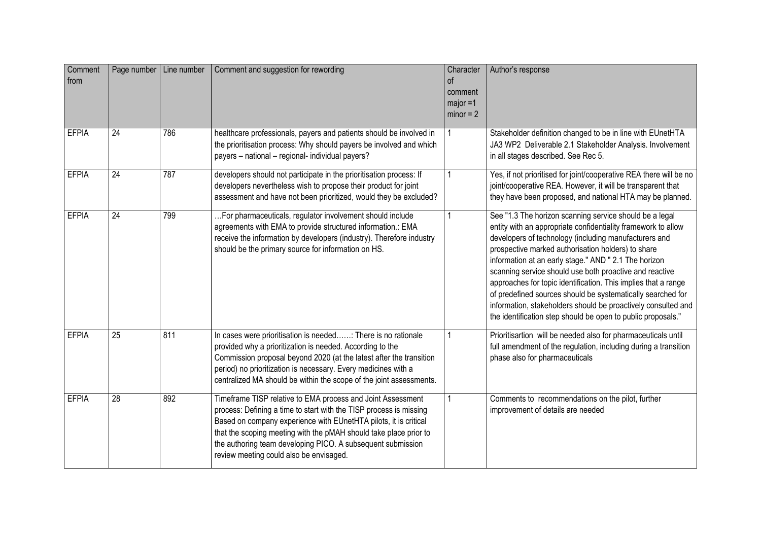| Comment from | Page number | Line number | Comment and suggestion for rewording | Character of comment major =1 minor = 2 | Author's response |
|---|---|---|---|---|---|
| EFPIA | 24 | 786 | healthcare professionals, payers and patients should be involved in the prioritisation process: Why should payers be involved and which payers – national – regional- individual payers? | 1 | Stakeholder definition changed to be in line with EUnetHTA JA3 WP2 Deliverable 2.1 Stakeholder Analysis. Involvement in all stages described. See Rec 5. |
| EFPIA | 24 | 787 | developers should not participate in the prioritisation process: If developers nevertheless wish to propose their product for joint assessment and have not been prioritized, would they be excluded? | 1 | Yes, if not prioritised for joint/cooperative REA there will be no joint/cooperative REA. However, it will be transparent that they have been proposed, and national HTA may be planned. |
| EFPIA | 24 | 799 | …For pharmaceuticals, regulator involvement should include agreements with EMA to provide structured information.: EMA receive the information by developers (industry). Therefore industry should be the primary source for information on HS. | 1 | See "1.3 The horizon scanning service should be a legal entity with an appropriate confidentiality framework to allow developers of technology (including manufacturers and prospective marked authorisation holders) to share information at an early stage." AND " 2.1 The horizon scanning service should use both proactive and reactive approaches for topic identification. This implies that a range of predefined sources should be systematically searched for information, stakeholders should be proactively consulted and the identification step should be open to public proposals." |
| EFPIA | 25 | 811 | In cases were prioritisation is needed……: There is no rationale provided why a prioritization is needed. According to the Commission proposal beyond 2020 (at the latest after the transition period) no prioritization is necessary. Every medicines with a centralized MA should be within the scope of the joint assessments. | 1 | Prioritisartion will be needed also for pharmaceuticals until full amendment of the regulation, including during a transition phase also for pharmaceuticals |
| EFPIA | 28 | 892 | Timeframe TISP relative to EMA process and Joint Assessment process: Defining a time to start with the TISP process is missing Based on company experience with EUnetHTA pilots, it is critical that the scoping meeting with the pMAH should take place prior to the authoring team developing PICO. A subsequent submission review meeting could also be envisaged. | 1 | Comments to recommendations on the pilot, further improvement of details are needed |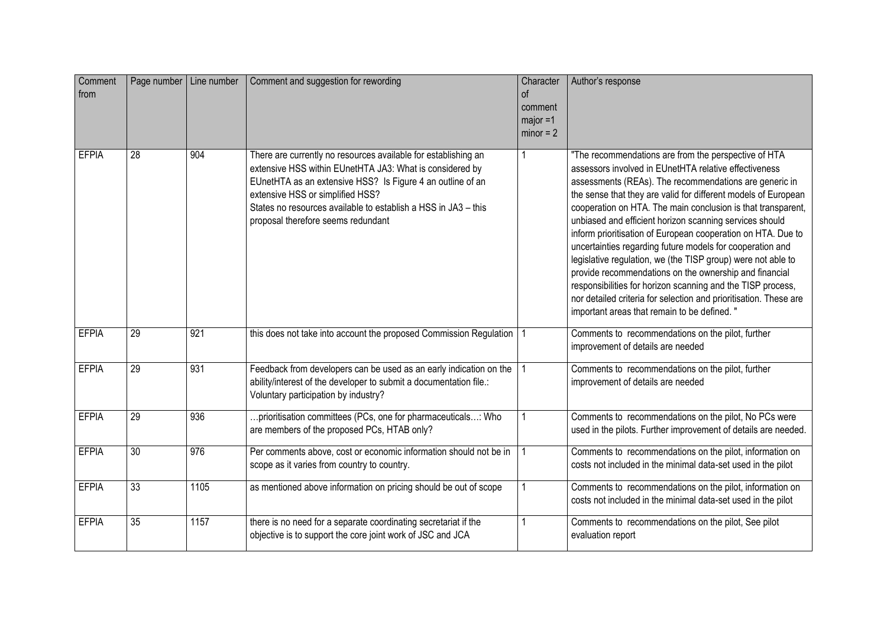| Comment from | Page number | Line number | Comment and suggestion for rewording | Character of comment major =1 minor = 2 | Author's response |
|---|---|---|---|---|---|
| EFPIA | 28 | 904 | There are currently no resources available for establishing an extensive HSS within EUnetHTA JA3: What is considered by EUnetHTA as an extensive HSS? Is Figure 4 an outline of an extensive HSS or simplified HSS? States no resources available to establish a HSS in JA3 – this proposal therefore seems redundant | 1 | "The recommendations are from the perspective of HTA assessors involved in EUnetHTA relative effectiveness assessments (REAs). The recommendations are generic in the sense that they are valid for different models of European cooperation on HTA. The main conclusion is that transparent, unbiased and efficient horizon scanning services should inform prioritisation of European cooperation on HTA. Due to uncertainties regarding future models for cooperation and legislative regulation, we (the TISP group) were not able to provide recommendations on the ownership and financial responsibilities for horizon scanning and the TISP process, nor detailed criteria for selection and prioritisation. These are important areas that remain to be defined. " |
| EFPIA | 29 | 921 | this does not take into account the proposed Commission Regulation | 1 | Comments to recommendations on the pilot, further improvement of details are needed |
| EFPIA | 29 | 931 | Feedback from developers can be used as an early indication on the ability/interest of the developer to submit a documentation file.: Voluntary participation by industry? | 1 | Comments to recommendations on the pilot, further improvement of details are needed |
| EFPIA | 29 | 936 | …prioritisation committees (PCs, one for pharmaceuticals…: Who are members of the proposed PCs, HTAB only? | 1 | Comments to recommendations on the pilot, No PCs were used in the pilots. Further improvement of details are needed. |
| EFPIA | 30 | 976 | Per comments above, cost or economic information should not be in scope as it varies from country to country. | 1 | Comments to recommendations on the pilot, information on costs not included in the minimal data-set used in the pilot |
| EFPIA | 33 | 1105 | as mentioned above information on pricing should be out of scope | 1 | Comments to recommendations on the pilot, information on costs not included in the minimal data-set used in the pilot |
| EFPIA | 35 | 1157 | there is no need for a separate coordinating secretariat if the objective is to support the core joint work of JSC and JCA | 1 | Comments to recommendations on the pilot, See pilot evaluation report |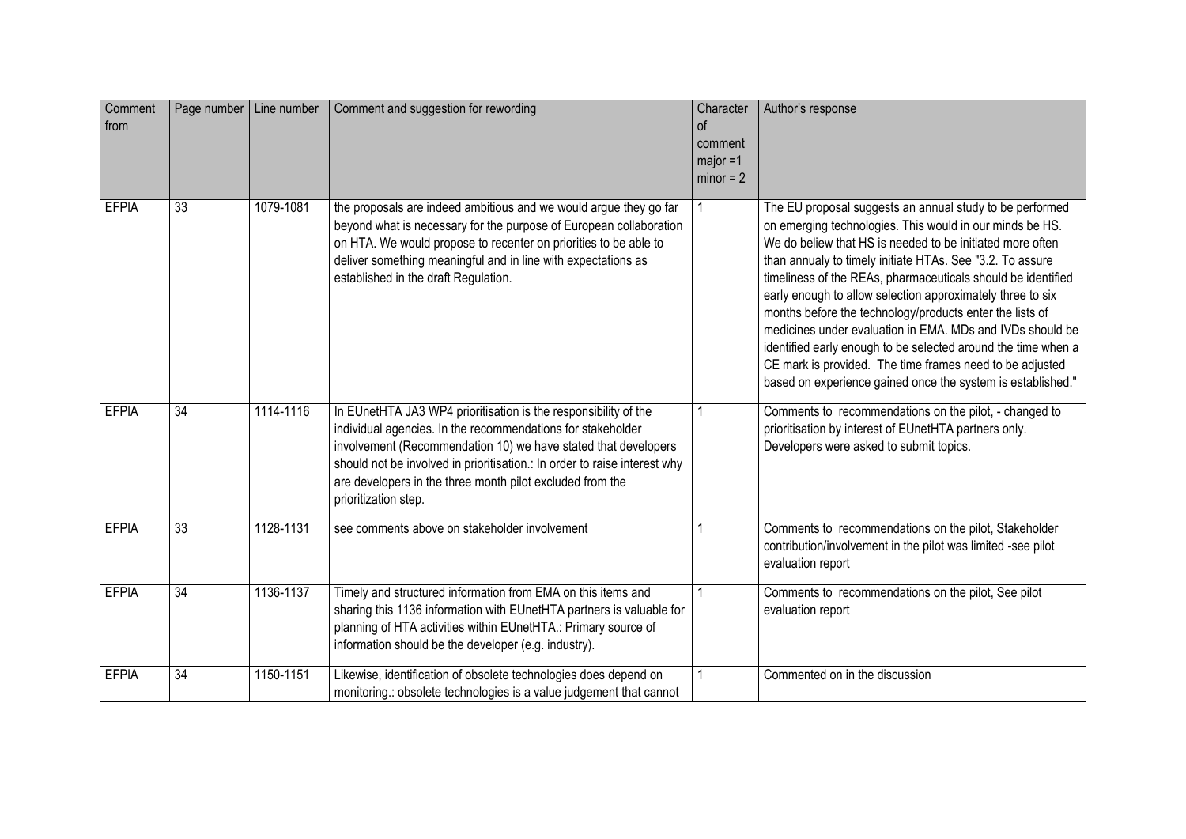| Comment from | Page number | Line number | Comment and suggestion for rewording | Character of comment major =1 minor = 2 | Author's response |
|---|---|---|---|---|---|
| EFPIA | 33 | 1079-1081 | the proposals are indeed ambitious and we would argue they go far beyond what is necessary for the purpose of European collaboration on HTA. We would propose to recenter on priorities to be able to deliver something meaningful and in line with expectations as established in the draft Regulation. | 1 | The EU proposal suggests an annual study to be performed on emerging technologies. This would in our minds be HS. We do believe that HS is needed to be initiated more often than annualy to timely initiate HTAs. See "3.2. To assure timeliness of the REAs, pharmaceuticals should be identified early enough to allow selection approximately three to six months before the technology/products enter the lists of medicines under evaluation in EMA. MDs and IVDs should be identified early enough to be selected around the time when a CE mark is provided. The time frames need to be adjusted based on experience gained once the system is established." |
| EFPIA | 34 | 1114-1116 | In EUnetHTA JA3 WP4 prioritisation is the responsibility of the individual agencies. In the recommendations for stakeholder involvement (Recommendation 10) we have stated that developers should not be involved in prioritisation.: In order to raise interest why are developers in the three month pilot excluded from the prioritization step. | 1 | Comments to recommendations on the pilot, - changed to prioritisation by interest of EUnetHTA partners only. Developers were asked to submit topics. |
| EFPIA | 33 | 1128-1131 | see comments above on stakeholder involvement | 1 | Comments to recommendations on the pilot, Stakeholder contribution/involvement in the pilot was limited -see pilot evaluation report |
| EFPIA | 34 | 1136-1137 | Timely and structured information from EMA on this items and sharing this 1136 information with EUnetHTA partners is valuable for planning of HTA activities within EUnetHTA.: Primary source of information should be the developer (e.g. industry). | 1 | Comments to recommendations on the pilot, See pilot evaluation report |
| EFPIA | 34 | 1150-1151 | Likewise, identification of obsolete technologies does depend on monitoring.: obsolete technologies is a value judgement that cannot | 1 | Commented on in the discussion |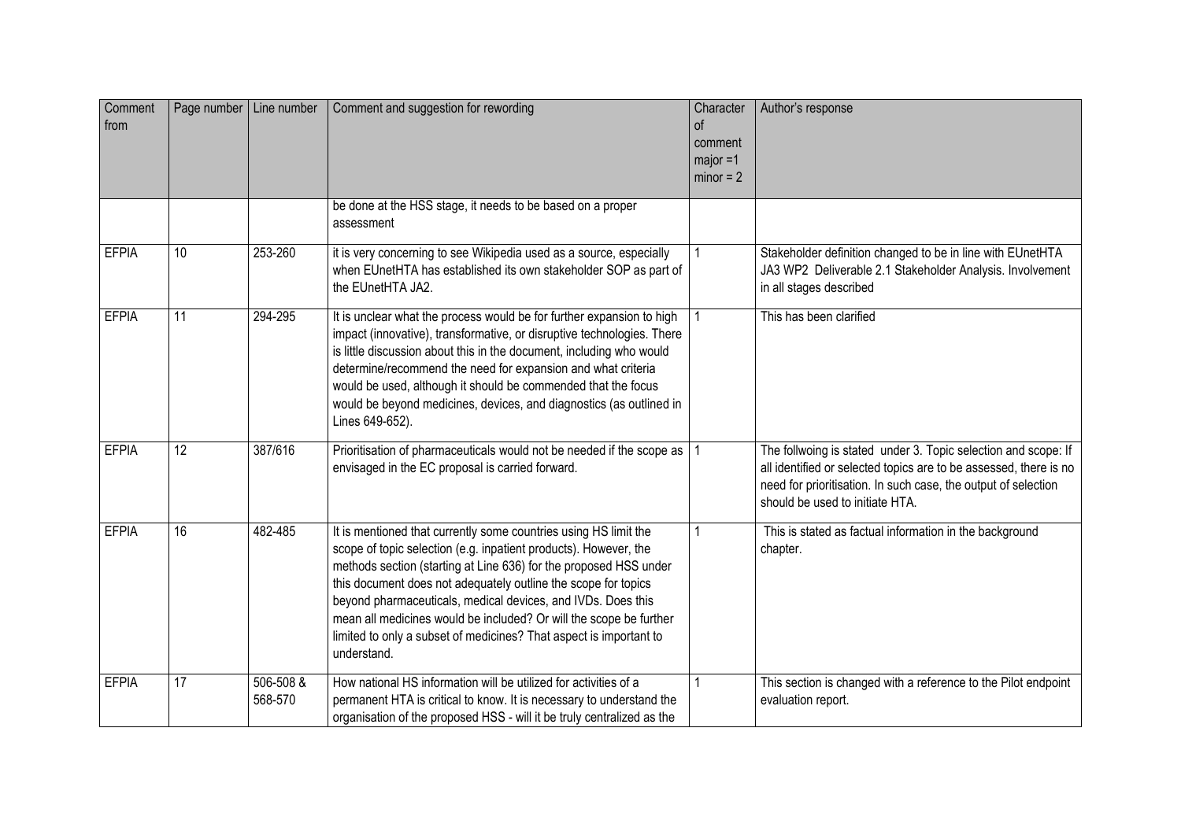| Comment from | Page number | Line number | Comment and suggestion for rewording | Character of comment major =1 minor = 2 | Author's response |
|---|---|---|---|---|---|
| | | | be done at the HSS stage, it needs to be based on a proper assessment | | |
| EFPIA | 10 | 253-260 | it is very concerning to see Wikipedia used as a source, especially when EUnetHTA has established its own stakeholder SOP as part of the EUnetHTA JA2. | 1 | Stakeholder definition changed to be in line with EUnetHTA JA3 WP2 Deliverable 2.1 Stakeholder Analysis. Involvement in all stages described |
| EFPIA | 11 | 294-295 | It is unclear what the process would be for further expansion to high impact (innovative), transformative, or disruptive technologies. There is little discussion about this in the document, including who would determine/recommend the need for expansion and what criteria would be used, although it should be commended that the focus would be beyond medicines, devices, and diagnostics (as outlined in Lines 649-652). | 1 | This has been clarified |
| EFPIA | 12 | 387/616 | Prioritisation of pharmaceuticals would not be needed if the scope as envisaged in the EC proposal is carried forward. | 1 | The follwoing is stated under 3. Topic selection and scope: If all identified or selected topics are to be assessed, there is no need for prioritisation. In such case, the output of selection should be used to initiate HTA. |
| EFPIA | 16 | 482-485 | It is mentioned that currently some countries using HS limit the scope of topic selection (e.g. inpatient products). However, the methods section (starting at Line 636) for the proposed HSS under this document does not adequately outline the scope for topics beyond pharmaceuticals, medical devices, and IVDs. Does this mean all medicines would be included? Or will the scope be further limited to only a subset of medicines? That aspect is important to understand. | 1 | This is stated as factual information in the background chapter. |
| EFPIA | 17 | 506-508 & 568-570 | How national HS information will be utilized for activities of a permanent HTA is critical to know. It is necessary to understand the organisation of the proposed HSS - will it be truly centralized as the | 1 | This section is changed with a reference to the Pilot endpoint evaluation report. |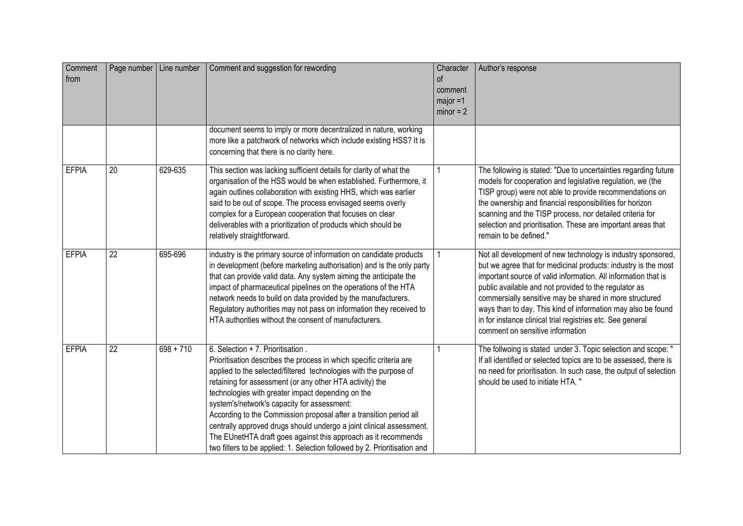| Comment from | Page number | Line number | Comment and suggestion for rewording | Character of comment major =1 minor = 2 | Author's response |
|---|---|---|---|---|---|
| | | | document seems to imply or more decentralized in nature, working more like a patchwork of networks which include existing HSS? It is concerning that there is no clarity here. | | |
| EFPIA | 20 | 629-635 | This section was lacking sufficient details for clarity of what the organisation of the HSS would be when established. Furthermore, it again outlines collaboration with existing HHS, which was earlier said to be out of scope. The process envisaged seems overly complex for a European cooperation that focuses on clear deliverables with a prioritization of products which should be relatively straightforward. | 1 | The following is stated: "Due to uncertainties regarding future models for cooperation and legislative regulation, we (the TISP group) were not able to provide recommendations on the ownership and financial responsibilities for horizon scanning and the TISP process, nor detailed criteria for selection and prioritisation. These are important areas that remain to be defined." |
| EFPIA | 22 | 695-696 | industry is the primary source of information on candidate products in development (before marketing authorisation) and is the only party that can provide valid data. Any system aiming the anticipate the impact of pharmaceutical pipelines on the operations of the HTA network needs to build on data provided by the manufacturers. Regulatory authorities may not pass on information they received to HTA authorities without the consent of manufacturers. | 1 | Not all development of new technology is industry sponsored, but we agree that for medicinal products: industry is the most important source of valid information. All information that is public available and not provided to the regulator as commercially sensitive may be shared in more structured ways than to day. This kind of information may also be found in for instance clinical trial registries etc. See general comment on sensitive information |
| EFPIA | 22 | 698 + 710 | 6. Selection + 7. Prioritisation .<br>Prioritisation describes the process in which specific criteria are applied to the selected/filtered technologies with the purpose of retaining for assessment (or any other HTA activity) the technologies with greater impact depending on the system's/network's capacity for assessment:<br>According to the Commission proposal after a transition period all centrally approved drugs should undergo a joint clinical assessment. The EUnetHTA draft goes against this approach as it recommends two filters to be applied: 1. Selection followed by 2. Prioritisation and | 1 | The follwoing is stated under 3. Topic selection and scope: " If all identified or selected topics are to be assessed, there is no need for prioritisation. In such case, the output of selection should be used to initiate HTA. " |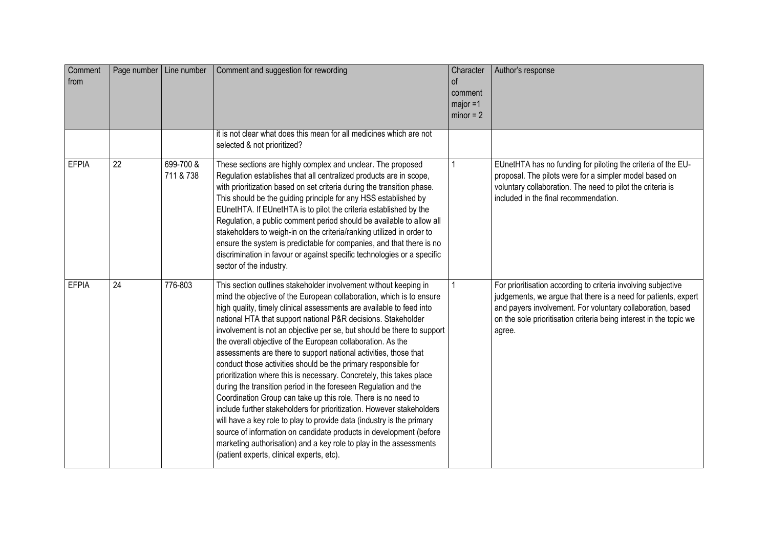| Comment from | Page number | Line number | Comment and suggestion for rewording | Character of comment major =1 minor = 2 | Author's response |
|---|---|---|---|---|---|
| | | | it is not clear what does this mean for all medicines which are not selected & not prioritized? | | |
| EFPIA | 22 | 699-700 & 711 & 738 | These sections are highly complex and unclear. The proposed Regulation establishes that all centralized products are in scope, with prioritization based on set criteria during the transition phase. This should be the guiding principle for any HSS established by EUnetHTA. If EUnetHTA is to pilot the criteria established by the Regulation, a public comment period should be available to allow all stakeholders to weigh-in on the criteria/ranking utilized in order to ensure the system is predictable for companies, and that there is no discrimination in favour or against specific technologies or a specific sector of the industry. | 1 | EUnetHTA has no funding for piloting the criteria of the EU-proposal. The pilots were for a simpler model based on voluntary collaboration. The need to pilot the criteria is included in the final recommendation. |
| EFPIA | 24 | 776-803 | This section outlines stakeholder involvement without keeping in mind the objective of the European collaboration, which is to ensure high quality, timely clinical assessments are available to feed into national HTA that support national P&R decisions. Stakeholder involvement is not an objective per se, but should be there to support the overall objective of the European collaboration. As the assessments are there to support national activities, those that conduct those activities should be the primary responsible for prioritization where this is necessary. Concretely, this takes place during the transition period in the foreseen Regulation and the Coordination Group can take up this role. There is no need to include further stakeholders for prioritization. However stakeholders will have a key role to play to provide data (industry is the primary source of information on candidate products in development (before marketing authorisation) and a key role to play in the assessments (patient experts, clinical experts, etc). | 1 | For prioritisation according to criteria involving subjective judgements, we argue that there is a need for patients, expert and payers involvement. For voluntary collaboration, based on the sole prioritisation criteria being interest in the topic we agree. |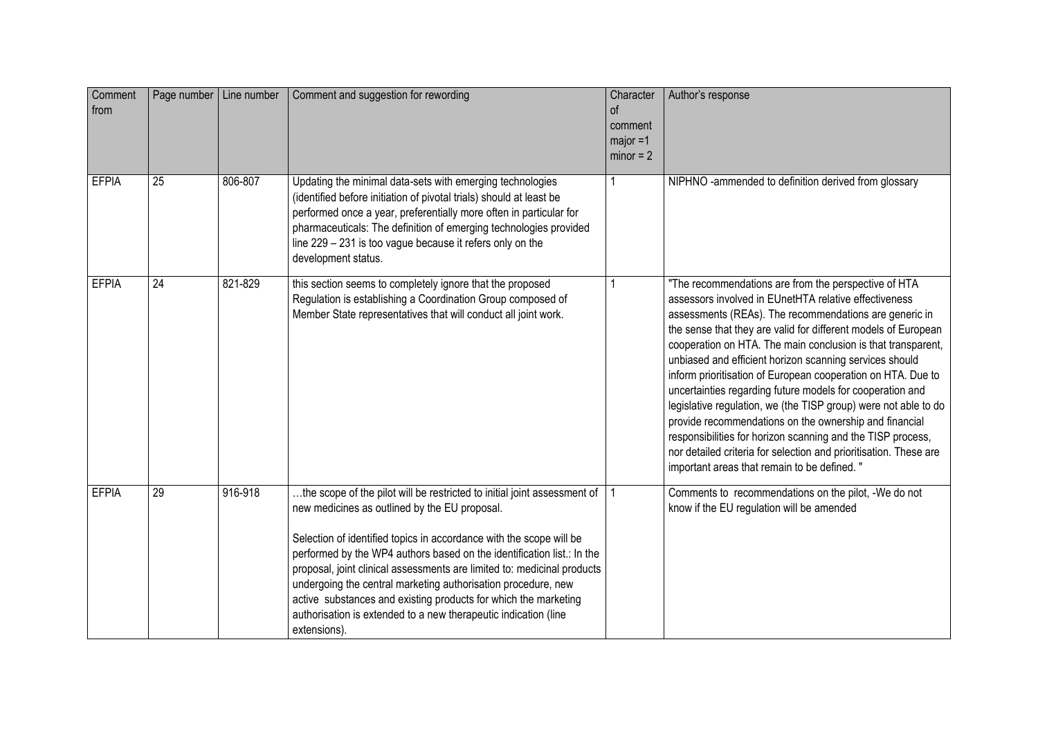| Comment from | Page number | Line number | Comment and suggestion for rewording | Character of comment major =1 minor = 2 | Author's response |
|---|---|---|---|---|---|
| EFPIA | 25 | 806-807 | Updating the minimal data-sets with emerging technologies (identified before initiation of pivotal trials) should at least be performed once a year, preferentially more often in particular for pharmaceuticals: The definition of emerging technologies provided line 229 – 231 is too vague because it refers only on the development status. | 1 | NIPHNO -ammended to definition derived from glossary |
| EFPIA | 24 | 821-829 | this section seems to completely ignore that the proposed Regulation is establishing a Coordination Group composed of Member State representatives that will conduct all joint work. | 1 | "The recommendations are from the perspective of HTA assessors involved in EUnetHTA relative effectiveness assessments (REAs). The recommendations are generic in the sense that they are valid for different models of European cooperation on HTA. The main conclusion is that transparent, unbiased and efficient horizon scanning services should inform prioritisation of European cooperation on HTA. Due to uncertainties regarding future models for cooperation and legislative regulation, we (the TISP group) were not able to do provide recommendations on the ownership and financial responsibilities for horizon scanning and the TISP process, nor detailed criteria for selection and prioritisation. These are important areas that remain to be defined. " |
| EFPIA | 29 | 916-918 | …the scope of the pilot will be restricted to initial joint assessment of new medicines as outlined by the EU proposal.<br><br>Selection of identified topics in accordance with the scope will be performed by the WP4 authors based on the identification list.: In the proposal, joint clinical assessments are limited to: medicinal products undergoing the central marketing authorisation procedure, new active substances and existing products for which the marketing authorisation is extended to a new therapeutic indication (line extensions). | 1 | Comments to recommendations on the pilot, -We do not know if the EU regulation will be amended |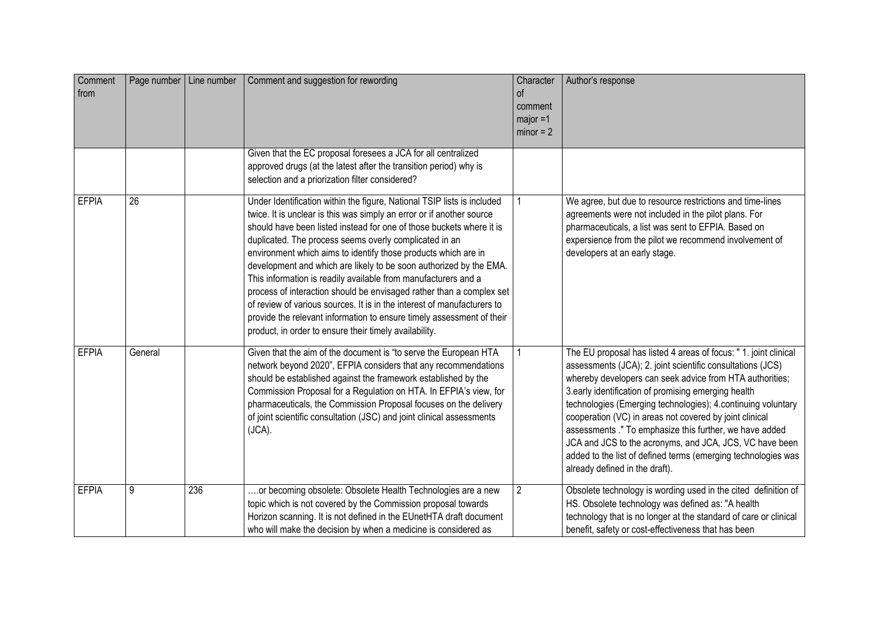| Comment from | Page number | Line number | Comment and suggestion for rewording | Character of comment major =1 minor = 2 | Author's response |
|---|---|---|---|---|---|
| | | | Given that the EC proposal foresees a JCA for all centralized approved drugs (at the latest after the transition period) why is selection and a priorization filter considered? | | |
| EFPIA | 26 | | Under Identification within the figure, National TSIP lists is included twice. It is unclear is this was simply an error or if another source should have been listed instead for one of those buckets where it is duplicated. The process seems overly complicated in an environment which aims to identify those products which are in development and which are likely to be soon authorized by the EMA. This information is readily available from manufacturers and a process of interaction should be envisaged rather than a complex set of review of various sources. It is in the interest of manufacturers to provide the relevant information to ensure timely assessment of their product, in order to ensure their timely availability. | 1 | We agree, but due to resource restrictions and time-lines agreements were not included in the pilot plans. For pharmaceuticals, a list was sent to EFPIA. Based on expersience from the pilot we recommend involvement of developers at an early stage. |
| EFPIA | General | | Given that the aim of the document is "to serve the European HTA network beyond 2020", EFPIA considers that any recommendations should be established against the framework established by the Commission Proposal for a Regulation on HTA. In EFPIA's view, for pharmaceuticals, the Commission Proposal focuses on the delivery of joint scientific consultation (JSC) and joint clinical assessments (JCA). | 1 | The EU proposal has listed 4 areas of focus: " 1. joint clinical assessments (JCA); 2. joint scientific consultations (JCS) whereby developers can seek advice from HTA authorities; 3.early identification of promising emerging health technologies (Emerging technologies); 4.continuing voluntary cooperation (VC) in areas not covered by joint clinical assessments ." To emphasize this further, we have added JCA and JCS to the acronyms, and JCA, JCS, VC have been added to the list of defined terms (emerging technologies was already defined in the draft). |
| EFPIA | 9 | 236 | ….or becoming obsolete: Obsolete Health Technologies are a new topic which is not covered by the Commission proposal towards Horizon scanning. It is not defined in the EUnetHTA draft document who will make the decision by when a medicine is considered as | 2 | Obsolete technology is wording used in the cited definition of HS. Obsolete technology was defined as: "A health technology that is no longer at the standard of care or clinical benefit, safety or cost-effectiveness that has been |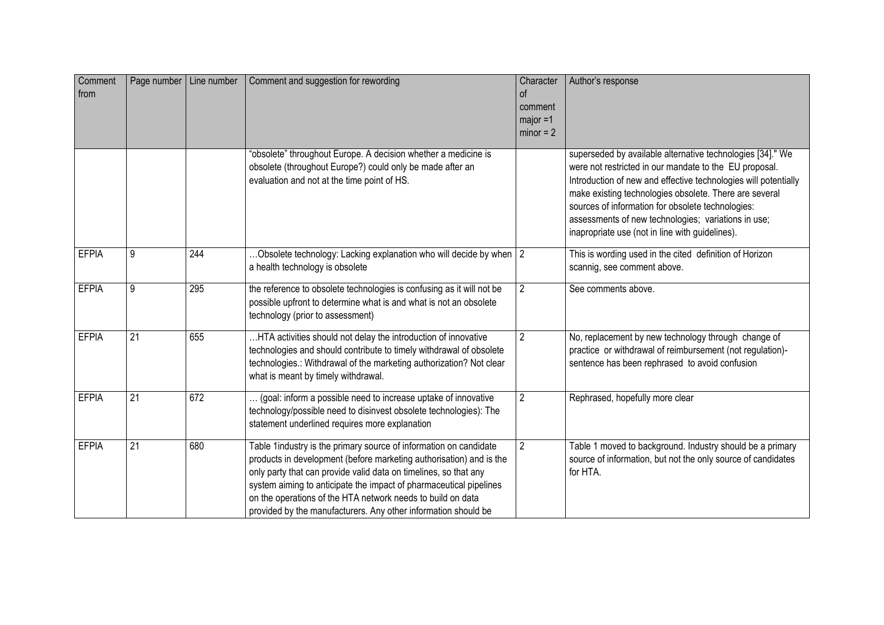| Comment from | Page number | Line number | Comment and suggestion for rewording | Character of comment major =1 minor = 2 | Author's response |
|---|---|---|---|---|---|
| | | | "obsolete" throughout Europe. A decision whether a medicine is obsolete (throughout Europe?) could only be made after an evaluation and not at the time point of HS. | | superseded by available alternative technologies [34]." We were not restricted in our mandate to the EU proposal. Introduction of new and effective technologies will potentially make existing technologies obsolete. There are several sources of information for obsolete technologies: assessments of new technologies; variations in use; inappropriate use (not in line with guidelines). |
| EFPIA | 9 | 244 | …Obsolete technology: Lacking explanation who will decide by when a health technology is obsolete | 2 | This is wording used in the cited definition of Horizon scannig, see comment above. |
| EFPIA | 9 | 295 | the reference to obsolete technologies is confusing as it will not be possible upfront to determine what is and what is not an obsolete technology (prior to assessment) | 2 | See comments above. |
| EFPIA | 21 | 655 | …HTA activities should not delay the introduction of innovative technologies and should contribute to timely withdrawal of obsolete technologies.: Withdrawal of the marketing authorization? Not clear what is meant by timely withdrawal. | 2 | No, replacement by new technology through change of practice or withdrawal of reimbursement (not regulation)- sentence has been rephrased to avoid confusion |
| EFPIA | 21 | 672 | … (goal: inform a possible need to increase uptake of innovative technology/possible need to disinvest obsolete technologies): The statement underlined requires more explanation | 2 | Rephrased, hopefully more clear |
| EFPIA | 21 | 680 | Table 1industry is the primary source of information on candidate products in development (before marketing authorisation) and is the only party that can provide valid data on timelines, so that any system aiming to anticipate the impact of pharmaceutical pipelines on the operations of the HTA network needs to build on data provided by the manufacturers. Any other information should be | 2 | Table 1 moved to background. Industry should be a primary source of information, but not the only source of candidates for HTA. |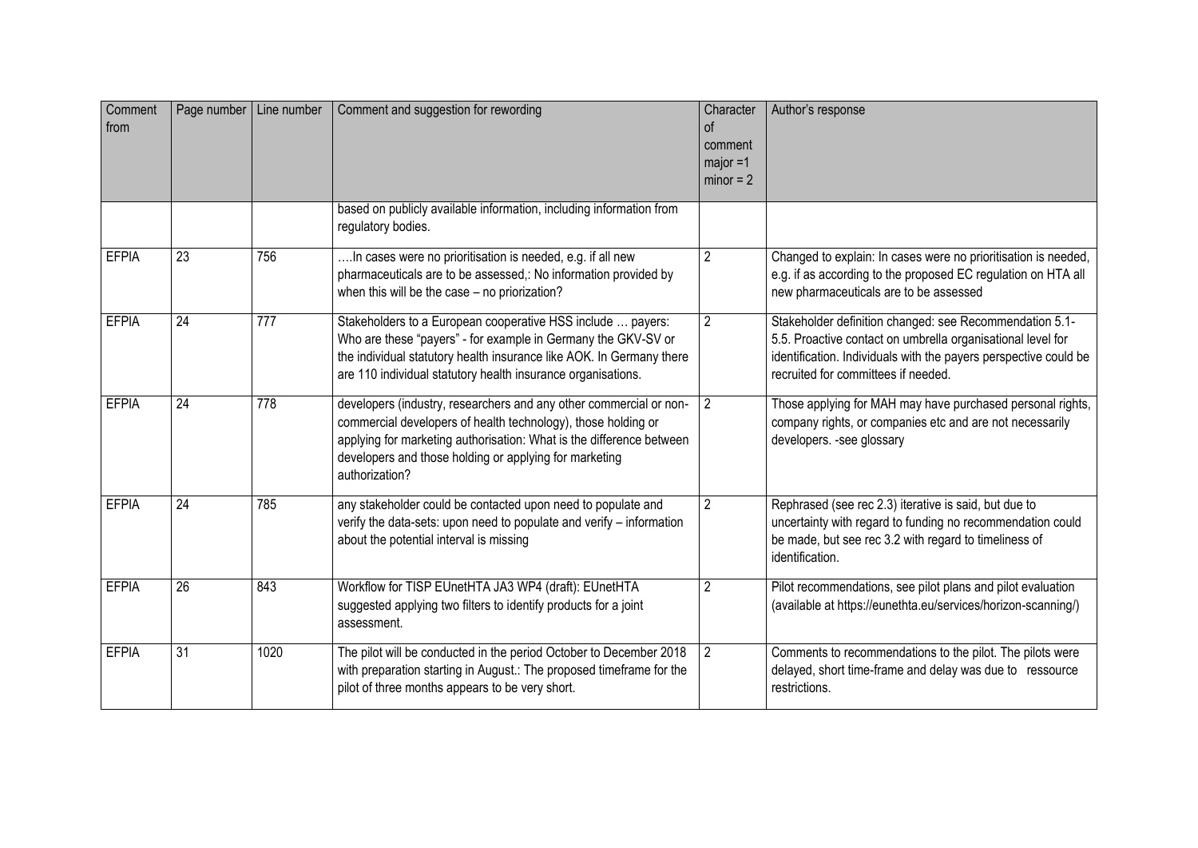| Comment from | Page number | Line number | Comment and suggestion for rewording | Character of comment major =1 minor = 2 | Author's response |
|---|---|---|---|---|---|
| | | | based on publicly available information, including information from regulatory bodies. | | |
| EFPIA | 23 | 756 | ….In cases were no prioritisation is needed, e.g. if all new pharmaceuticals are to be assessed,: No information provided by when this will be the case – no priorization? | 2 | Changed to explain: In cases were no prioritisation is needed, e.g. if as according to the proposed EC regulation on HTA all new pharmaceuticals are to be assessed |
| EFPIA | 24 | 777 | Stakeholders to a European cooperative HSS include … payers: Who are these "payers" - for example in Germany the GKV-SV or the individual statutory health insurance like AOK. In Germany there are 110 individual statutory health insurance organisations. | 2 | Stakeholder definition changed: see Recommendation 5.1-5.5. Proactive contact on umbrella organisational level for identification. Individuals with the payers perspective could be recruited for committees if needed. |
| EFPIA | 24 | 778 | developers (industry, researchers and any other commercial or non-commercial developers of health technology), those holding or applying for marketing authorisation: What is the difference between developers and those holding or applying for marketing authorization? | 2 | Those applying for MAH may have purchased personal rights, company rights, or companies etc and are not necessarily developers. -see glossary |
| EFPIA | 24 | 785 | any stakeholder could be contacted upon need to populate and verify the data-sets: upon need to populate and verify – information about the potential interval is missing | 2 | Rephrased (see rec 2.3) iterative is said, but due to uncertainty with regard to funding no recommendation could be made, but see rec 3.2 with regard to timeliness of identification. |
| EFPIA | 26 | 843 | Workflow for TISP EUnetHTA JA3 WP4 (draft): EUnetHTA suggested applying two filters to identify products for a joint assessment. | 2 | Pilot recommendations, see pilot plans and pilot evaluation (available at https://eunethta.eu/services/horizon-scanning/) |
| EFPIA | 31 | 1020 | The pilot will be conducted in the period October to December 2018 with preparation starting in August.: The proposed timeframe for the pilot of three months appears to be very short. | 2 | Comments to recommendations to the pilot. The pilots were delayed, short time-frame and delay was due to ressource restrictions. |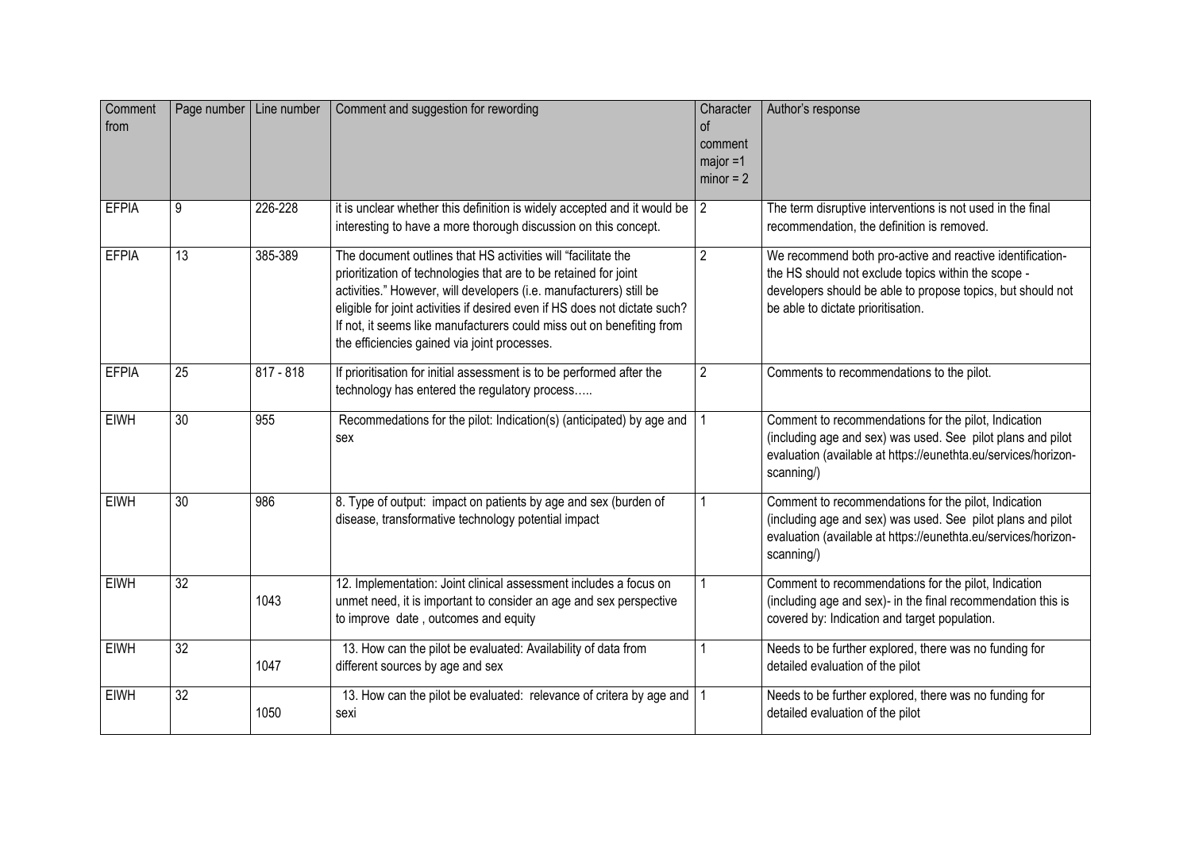| Comment from | Page number | Line number | Comment and suggestion for rewording | Character of comment major =1 minor = 2 | Author's response |
|---|---|---|---|---|---|
| EFPIA | 9 | 226-228 | it is unclear whether this definition is widely accepted and it would be interesting to have a more thorough discussion on this concept. | 2 | The term disruptive interventions is not used in the final recommendation, the definition is removed. |
| EFPIA | 13 | 385-389 | The document outlines that HS activities will "facilitate the prioritization of technologies that are to be retained for joint activities." However, will developers (i.e. manufacturers) still be eligible for joint activities if desired even if HS does not dictate such? If not, it seems like manufacturers could miss out on benefiting from the efficiencies gained via joint processes. | 2 | We recommend both pro-active and reactive identification- the HS should not exclude topics within the scope - developers should be able to propose topics, but should not be able to dictate prioritisation. |
| EFPIA | 25 | 817 - 818 | If prioritisation for initial assessment is to be performed after the technology has entered the regulatory process….. | 2 | Comments to recommendations to the pilot. |
| EIWH | 30 | 955 | Recommedations for the pilot: Indication(s) (anticipated) by age and sex | 1 | Comment to recommendations for the pilot, Indication (including age and sex) was used. See pilot plans and pilot evaluation (available at https://eunethta.eu/services/horizon-scanning/) |
| EIWH | 30 | 986 | 8. Type of output: impact on patients by age and sex (burden of disease, transformative technology potential impact | 1 | Comment to recommendations for the pilot, Indication (including age and sex) was used. See pilot plans and pilot evaluation (available at https://eunethta.eu/services/horizon-scanning/) |
| EIWH | 32 | 1043 | 12. Implementation: Joint clinical assessment includes a focus on unmet need, it is important to consider an age and sex perspective to improve date , outcomes and equity | 1 | Comment to recommendations for the pilot, Indication (including age and sex)- in the final recommendation this is covered by: Indication and target population. |
| EIWH | 32 | 1047 | 13. How can the pilot be evaluated: Availability of data from different sources by age and sex | 1 | Needs to be further explored, there was no funding for detailed evaluation of the pilot |
| EIWH | 32 | 1050 | 13. How can the pilot be evaluated: relevance of critera by age and sexi | 1 | Needs to be further explored, there was no funding for detailed evaluation of the pilot |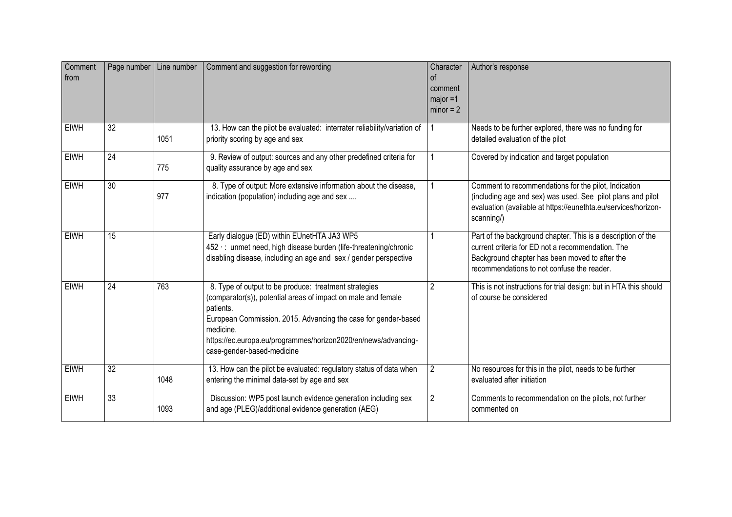| Comment from | Page number | Line number | Comment and suggestion for rewording | Character of comment major =1 minor = 2 | Author's response |
|---|---|---|---|---|---|
| EIWH | 32 | 1051 | 13. How can the pilot be evaluated: interrater reliability/variation of priority scoring by age and sex | 1 | Needs to be further explored, there was no funding for detailed evaluation of the pilot |
| EIWH | 24 | 775 | 9. Review of output: sources and any other predefined criteria for quality assurance by age and sex | 1 | Covered by indication and target population |
| EIWH | 30 | 977 | 8. Type of output: More extensive information about the disease, indication (population) including age and sex .... | 1 | Comment to recommendations for the pilot, Indication (including age and sex) was used. See pilot plans and pilot evaluation (available at https://eunethta.eu/services/horizon-scanning/) |
| EIWH | 15 | | Early dialogue (ED) within EUnetHTA JA3 WP5<br>452 · : unmet need, high disease burden (life-threatening/chronic disabling disease, including an age and sex / gender perspective | 1 | Part of the background chapter. This is a description of the current criteria for ED not a recommendation. The Background chapter has been moved to after the recommendations to not confuse the reader. |
| EIWH | 24 | 763 | 8. Type of output to be produce: treatment strategies (comparator(s)), potential areas of impact on male and female patients.<br>European Commission. 2015. Advancing the case for gender-based medicine.<br>https://ec.europa.eu/programmes/horizon2020/en/news/advancing-case-gender-based-medicine | 2 | This is not instructions for trial design: but in HTA this should of course be considered |
| EIWH | 32 | 1048 | 13. How can the pilot be evaluated: regulatory status of data when entering the minimal data-set by age and sex | 2 | No resources for this in the pilot, needs to be further evaluated after initiation |
| EIWH | 33 | 1093 | Discussion: WP5 post launch evidence generation including sex and age (PLEG)/additional evidence generation (AEG) | 2 | Comments to recommendation on the pilots, not further commented on |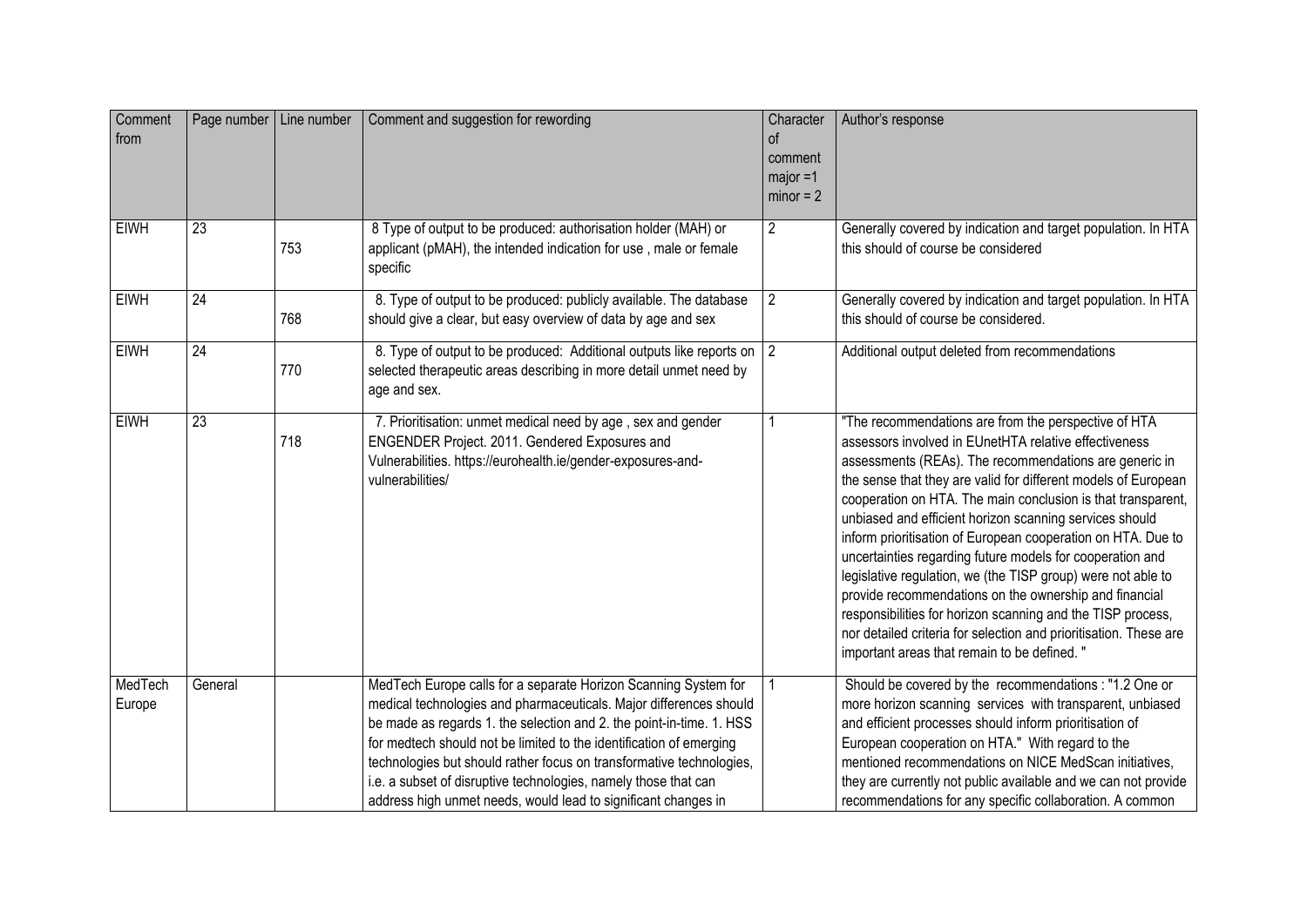| Comment from | Page number | Line number | Comment and suggestion for rewording | Character of comment major =1 minor = 2 | Author's response |
| --- | --- | --- | --- | --- | --- |
| EIWH | 23 | 753 | 8 Type of output to be produced: authorisation holder (MAH) or applicant (pMAH), the intended indication for use , male or female specific | 2 | Generally covered by indication and target population. In HTA this should of course be considered |
| EIWH | 24 | 768 | 8. Type of output to be produced: publicly available. The database should give a clear, but easy overview of data by age and sex | 2 | Generally covered by indication and target population. In HTA this should of course be considered. |
| EIWH | 24 | 770 | 8. Type of output to be produced: Additional outputs like reports on selected therapeutic areas describing in more detail unmet need by age and sex. | 2 | Additional output deleted from recommendations |
| EIWH | 23 | 718 | 7. Prioritisation: unmet medical need by age , sex and gender ENGENDER Project. 2011. Gendered Exposures and Vulnerabilities. https://eurohealth.ie/gender-exposures-and-vulnerabilities/ | 1 | "The recommendations are from the perspective of HTA assessors involved in EUnetHTA relative effectiveness assessments (REAs). The recommendations are generic in the sense that they are valid for different models of European cooperation on HTA. The main conclusion is that transparent, unbiased and efficient horizon scanning services should inform prioritisation of European cooperation on HTA. Due to uncertainties regarding future models for cooperation and legislative regulation, we (the TISP group) were not able to provide recommendations on the ownership and financial responsibilities for horizon scanning and the TISP process, nor detailed criteria for selection and prioritisation. These are important areas that remain to be defined. " |
| MedTech Europe | General | | MedTech Europe calls for a separate Horizon Scanning System for medical technologies and pharmaceuticals. Major differences should be made as regards 1. the selection and 2. the point-in-time. 1. HSS for medtech should not be limited to the identification of emerging technologies but should rather focus on transformative technologies, i.e. a subset of disruptive technologies, namely those that can address high unmet needs, would lead to significant changes in | 1 | Should be covered by the recommendations : "1.2 One or more horizon scanning services with transparent, unbiased and efficient processes should inform prioritisation of European cooperation on HTA." With regard to the mentioned recommendations on NICE MedScan initiatives, they are currently not public available and we can not provide recommendations for any specific collaboration. A common |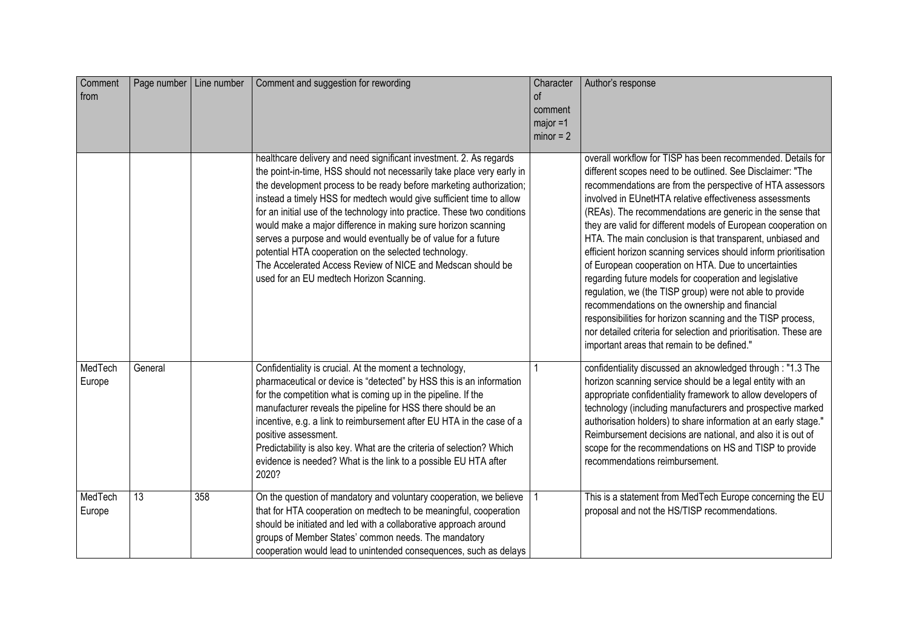| Comment from | Page number | Line number | Comment and suggestion for rewording | Character of comment major =1 minor = 2 | Author's response |
|---|---|---|---|---|---|
| | | | healthcare delivery and need significant investment. 2. As regards the point-in-time, HSS should not necessarily take place very early in the development process to be ready before marketing authorization; instead a timely HSS for medtech would give sufficient time to allow for an initial use of the technology into practice. These two conditions would make a major difference in making sure horizon scanning serves a purpose and would eventually be of value for a future potential HTA cooperation on the selected technology. The Accelerated Access Review of NICE and Medscan should be used for an EU medtech Horizon Scanning. | | overall workflow for TISP has been recommended. Details for different scopes need to be outlined. See Disclaimer: "The recommendations are from the perspective of HTA assessors involved in EUnetHTA relative effectiveness assessments (REAs). The recommendations are generic in the sense that they are valid for different models of European cooperation on HTA. The main conclusion is that transparent, unbiased and efficient horizon scanning services should inform prioritisation of European cooperation on HTA. Due to uncertainties regarding future models for cooperation and legislative regulation, we (the TISP group) were not able to provide recommendations on the ownership and financial responsibilities for horizon scanning and the TISP process, nor detailed criteria for selection and prioritisation. These are important areas that remain to be defined." |
| MedTech Europe | General | | Confidentiality is crucial. At the moment a technology, pharmaceutical or device is "detected" by HSS this is an information for the competition what is coming up in the pipeline. If the manufacturer reveals the pipeline for HSS there should be an incentive, e.g. a link to reimbursement after EU HTA in the case of a positive assessment. Predictability is also key. What are the criteria of selection? Which evidence is needed? What is the link to a possible EU HTA after 2020? | 1 | confidentiality discussed an aknowledged through : "1.3 The horizon scanning service should be a legal entity with an appropriate confidentiality framework to allow developers of technology (including manufacturers and prospective marked authorisation holders) to share information at an early stage." Reimbursement decisions are national, and also it is out of scope for the recommendations on HS and TISP to provide recommendations reimbursement. |
| MedTech Europe | 13 | 358 | On the question of mandatory and voluntary cooperation, we believe that for HTA cooperation on medtech to be meaningful, cooperation should be initiated and led with a collaborative approach around groups of Member States' common needs. The mandatory cooperation would lead to unintended consequences, such as delays | 1 | This is a statement from MedTech Europe concerning the EU proposal and not the HS/TISP recommendations. |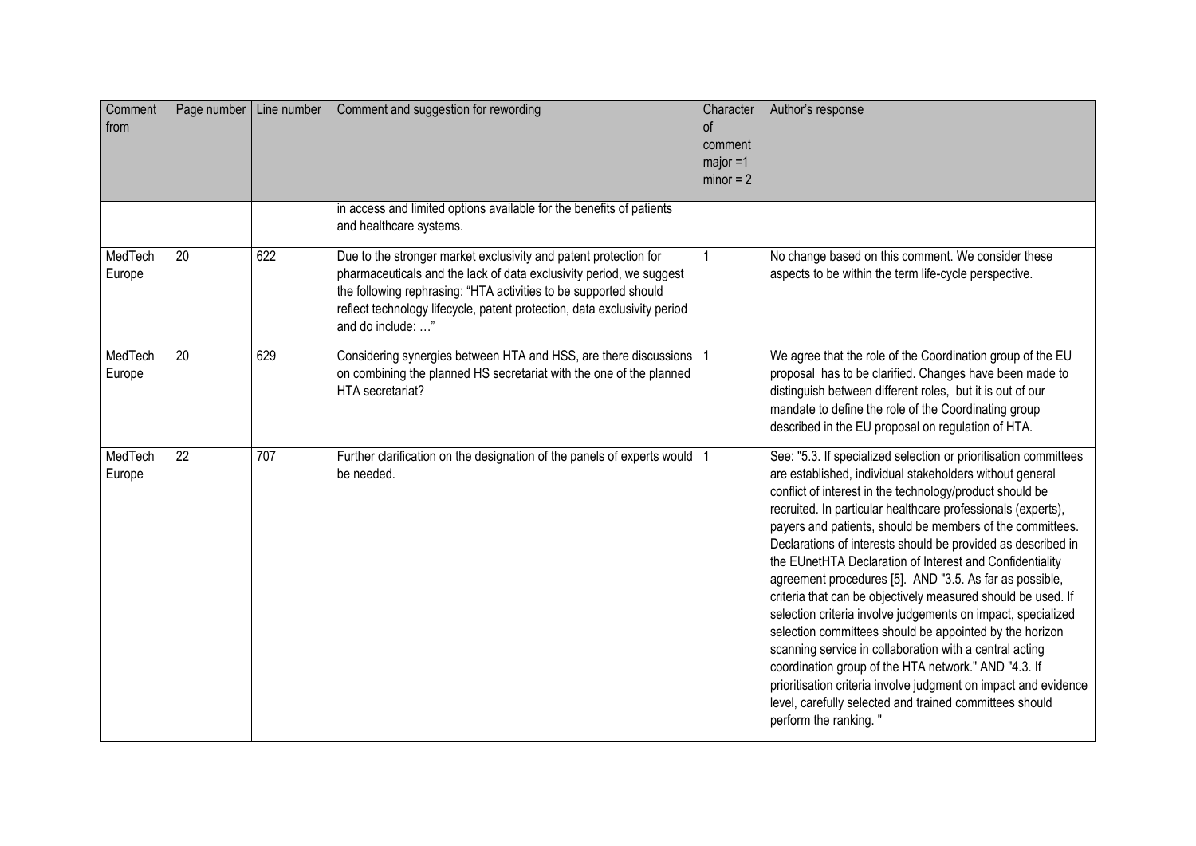| Comment from | Page number | Line number | Comment and suggestion for rewording | Character of comment major =1 minor = 2 | Author's response |
|---|---|---|---|---|---|
| | | | in access and limited options available for the benefits of patients and healthcare systems. | | |
| MedTech Europe | 20 | 622 | Due to the stronger market exclusivity and patent protection for pharmaceuticals and the lack of data exclusivity period, we suggest the following rephrasing: "HTA activities to be supported should reflect technology lifecycle, patent protection, data exclusivity period and do include: …" | 1 | No change based on this comment. We consider these aspects to be within the term life-cycle perspective. |
| MedTech Europe | 20 | 629 | Considering synergies between HTA and HSS, are there discussions on combining the planned HS secretariat with the one of the planned HTA secretariat? | 1 | We agree that the role of the Coordination group of the EU proposal has to be clarified. Changes have been made to distinguish between different roles, but it is out of our mandate to define the role of the Coordinating group described in the EU proposal on regulation of HTA. |
| MedTech Europe | 22 | 707 | Further clarification on the designation of the panels of experts would be needed. | 1 | See: "5.3. If specialized selection or prioritisation committees are established, individual stakeholders without general conflict of interest in the technology/product should be recruited. In particular healthcare professionals (experts), payers and patients, should be members of the committees. Declarations of interests should be provided as described in the EUnetHTA Declaration of Interest and Confidentiality agreement procedures [5]. AND "3.5. As far as possible, criteria that can be objectively measured should be used. If selection criteria involve judgements on impact, specialized selection committees should be appointed by the horizon scanning service in collaboration with a central acting coordination group of the HTA network." AND "4.3. If prioritisation criteria involve judgment on impact and evidence level, carefully selected and trained committees should perform the ranking. " |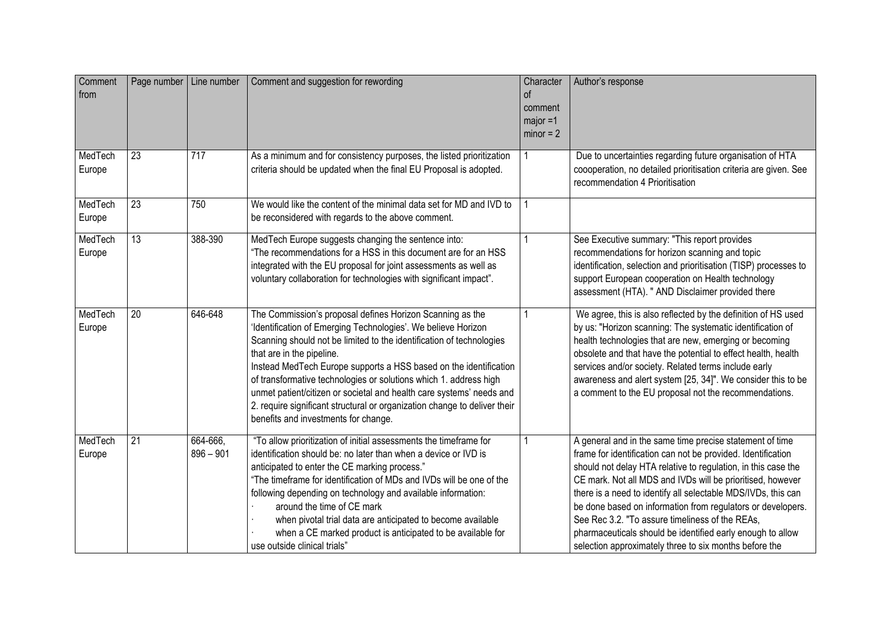| Comment from | Page number | Line number | Comment and suggestion for rewording | Character of comment major =1 minor = 2 | Author's response |
|---|---|---|---|---|---|
| MedTech Europe | 23 | 717 | As a minimum and for consistency purposes, the listed prioritization criteria should be updated when the final EU Proposal is adopted. | 1 | Due to uncertainties regarding future organisation of HTA coooperation, no detailed prioritisation criteria are given. See recommendation 4 Prioritisation |
| MedTech Europe | 23 | 750 | We would like the content of the minimal data set for MD and IVD to be reconsidered with regards to the above comment. | 1 | |
| MedTech Europe | 13 | 388-390 | MedTech Europe suggests changing the sentence into: "The recommendations for a HSS in this document are for an HSS integrated with the EU proposal for joint assessments as well as voluntary collaboration for technologies with significant impact". | 1 | See Executive summary: "This report provides recommendations for horizon scanning and topic identification, selection and prioritisation (TISP) processes to support European cooperation on Health technology assessment (HTA). " AND Disclaimer provided there |
| MedTech Europe | 20 | 646-648 | The Commission's proposal defines Horizon Scanning as the 'Identification of Emerging Technologies'. We believe Horizon Scanning should not be limited to the identification of technologies that are in the pipeline. Instead MedTech Europe supports a HSS based on the identification of transformative technologies or solutions which 1. address high unmet patient/citizen or societal and health care systems' needs and 2. require significant structural or organization change to deliver their benefits and investments for change. | 1 | We agree, this is also reflected by the definition of HS used by us: "Horizon scanning: The systematic identification of health technologies that are new, emerging or becoming obsolete and that have the potential to effect health, health services and/or society. Related terms include early awareness and alert system [25, 34]". We consider this to be a comment to the EU proposal not the recommendations. |
| MedTech Europe | 21 | 664-666, 896 – 901 | "To allow prioritization of initial assessments the timeframe for identification should be: no later than when a device or IVD is anticipated to enter the CE marking process." "The timeframe for identification of MDs and IVDs will be one of the following depending on technology and available information: · around the time of CE mark · when pivotal trial data are anticipated to become available · when a CE marked product is anticipated to be available for use outside clinical trials" | 1 | A general and in the same time precise statement of time frame for identification can not be provided. Identification should not delay HTA relative to regulation, in this case the CE mark. Not all MDS and IVDs will be prioritised, however there is a need to identify all selectable MDS/IVDs, this can be done based on information from regulators or developers. See Rec 3.2. "To assure timeliness of the REAs, pharmaceuticals should be identified early enough to allow selection approximately three to six months before the |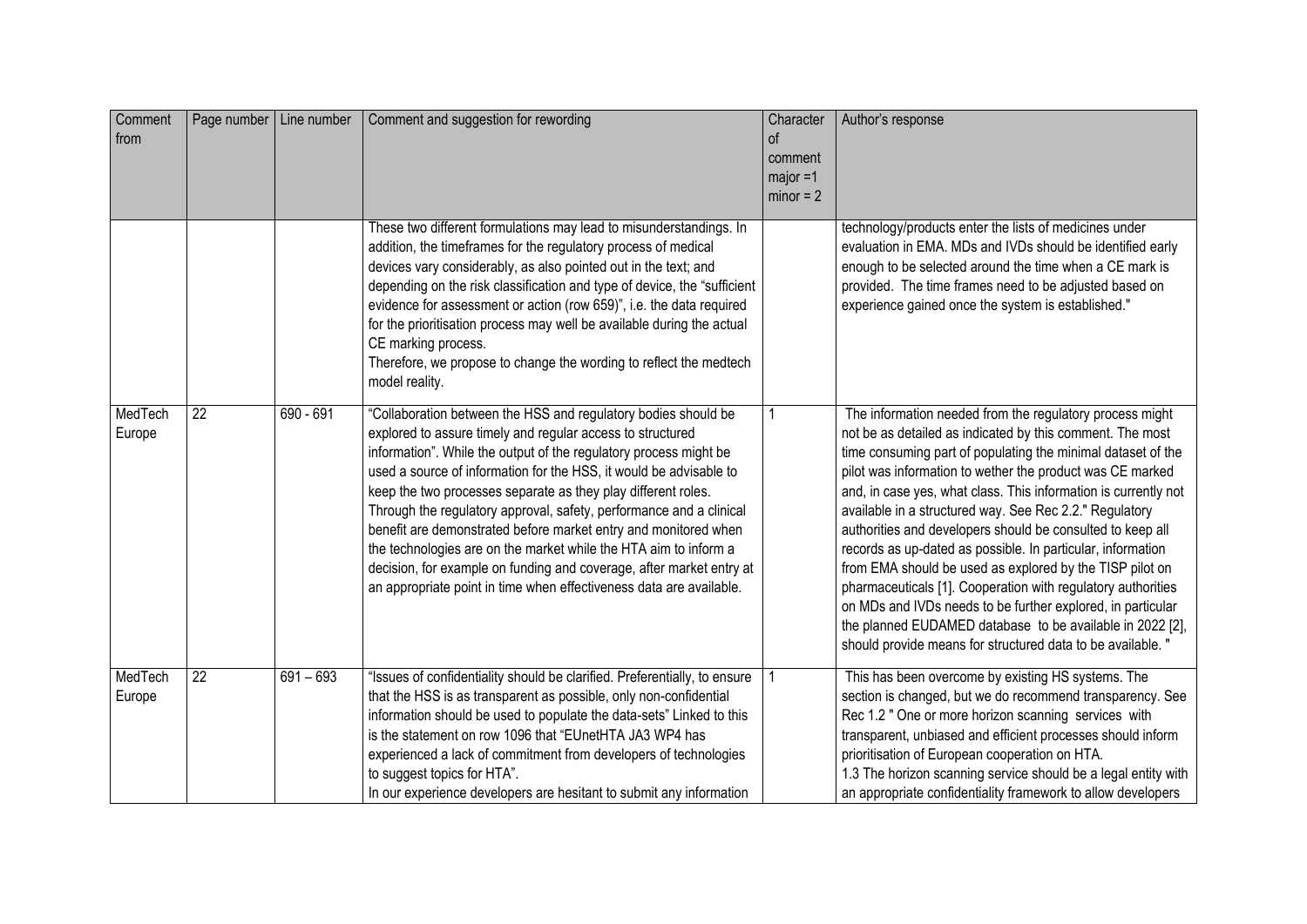| Comment from | Page number | Line number | Comment and suggestion for rewording | Character of comment major =1 minor = 2 | Author's response |
|---|---|---|---|---|---|
| | | | These two different formulations may lead to misunderstandings. In addition, the timeframes for the regulatory process of medical devices vary considerably, as also pointed out in the text; and depending on the risk classification and type of device, the "sufficient evidence for assessment or action (row 659)", i.e. the data required for the prioritisation process may well be available during the actual CE marking process.<br>Therefore, we propose to change the wording to reflect the medtech model reality. | | technology/products enter the lists of medicines under evaluation in EMA. MDs and IVDs should be identified early enough to be selected around the time when a CE mark is provided. The time frames need to be adjusted based on experience gained once the system is established." |
| MedTech Europe | 22 | 690 - 691 | "Collaboration between the HSS and regulatory bodies should be explored to assure timely and regular access to structured information". While the output of the regulatory process might be used a source of information for the HSS, it would be advisable to keep the two processes separate as they play different roles. Through the regulatory approval, safety, performance and a clinical benefit are demonstrated before market entry and monitored when the technologies are on the market while the HTA aim to inform a decision, for example on funding and coverage, after market entry at an appropriate point in time when effectiveness data are available. | 1 | The information needed from the regulatory process might not be as detailed as indicated by this comment. The most time consuming part of populating the minimal dataset of the pilot was information to wether the product was CE marked and, in case yes, what class. This information is currently not available in a structured way. See Rec 2.2." Regulatory authorities and developers should be consulted to keep all records as up-dated as possible. In particular, information from EMA should be used as explored by the TISP pilot on pharmaceuticals [1]. Cooperation with regulatory authorities on MDs and IVDs needs to be further explored, in particular the planned EUDAMED database to be available in 2022 [2], should provide means for structured data to be available. " |
| MedTech Europe | 22 | 691 – 693 | "Issues of confidentiality should be clarified. Preferentially, to ensure that the HSS is as transparent as possible, only non-confidential information should be used to populate the data-sets" Linked to this is the statement on row 1096 that "EUnetHTA JA3 WP4 has experienced a lack of commitment from developers of technologies to suggest topics for HTA".<br>In our experience developers are hesitant to submit any information | 1 | This has been overcome by existing HS systems. The section is changed, but we do recommend transparency. See Rec 1.2 " One or more horizon scanning services with transparent, unbiased and efficient processes should inform prioritisation of European cooperation on HTA.<br>1.3 The horizon scanning service should be a legal entity with an appropriate confidentiality framework to allow developers |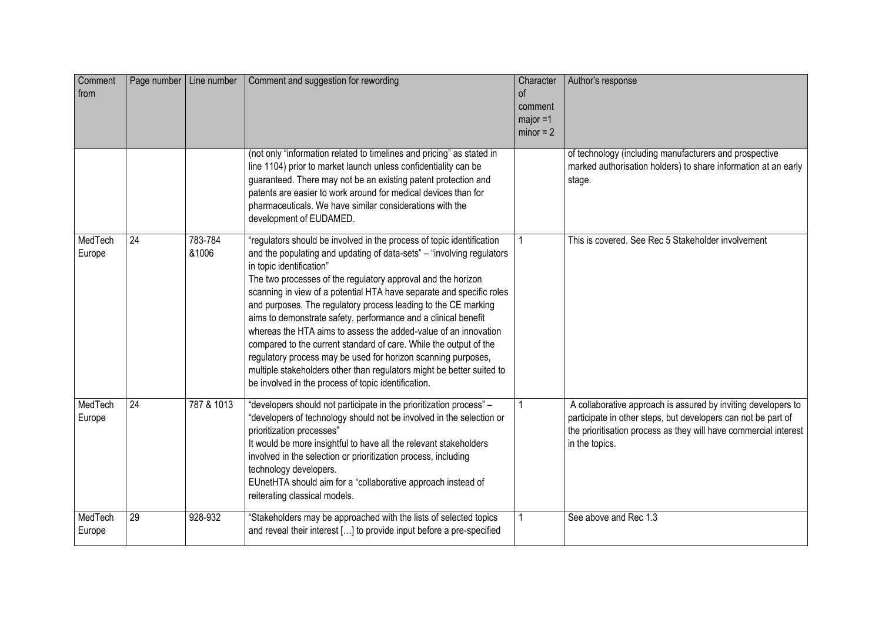| Comment from | Page number | Line number | Comment and suggestion for rewording | Character of comment major =1 minor = 2 | Author's response |
|---|---|---|---|---|---|
| | | | (not only "information related to timelines and pricing" as stated in line 1104) prior to market launch unless confidentiality can be guaranteed. There may not be an existing patent protection and patents are easier to work around for medical devices than for pharmaceuticals. We have similar considerations with the development of EUDAMED. | | of technology (including manufacturers and prospective marked authorisation holders) to share information at an early stage. |
| MedTech Europe | 24 | 783-784 &1006 | "regulators should be involved in the process of topic identification and the populating and updating of data-sets" – "involving regulators in topic identification"<br>The two processes of the regulatory approval and the horizon scanning in view of a potential HTA have separate and specific roles and purposes. The regulatory process leading to the CE marking aims to demonstrate safety, performance and a clinical benefit whereas the HTA aims to assess the added-value of an innovation compared to the current standard of care. While the output of the regulatory process may be used for horizon scanning purposes, multiple stakeholders other than regulators might be better suited to be involved in the process of topic identification. | 1 | This is covered. See Rec 5 Stakeholder involvement |
| MedTech Europe | 24 | 787 & 1013 | "developers should not participate in the prioritization process" – "developers of technology should not be involved in the selection or prioritization processes"<br>It would be more insightful to have all the relevant stakeholders involved in the selection or prioritization process, including technology developers.<br>EUnetHTA should aim for a "collaborative approach instead of reiterating classical models. | 1 | A collaborative approach is assured by inviting developers to participate in other steps, but developers can not be part of the prioritisation process as they will have commercial interest in the topics. |
| MedTech Europe | 29 | 928-932 | "Stakeholders may be approached with the lists of selected topics and reveal their interest [...] to provide input before a pre-specified | 1 | See above and Rec 1.3 |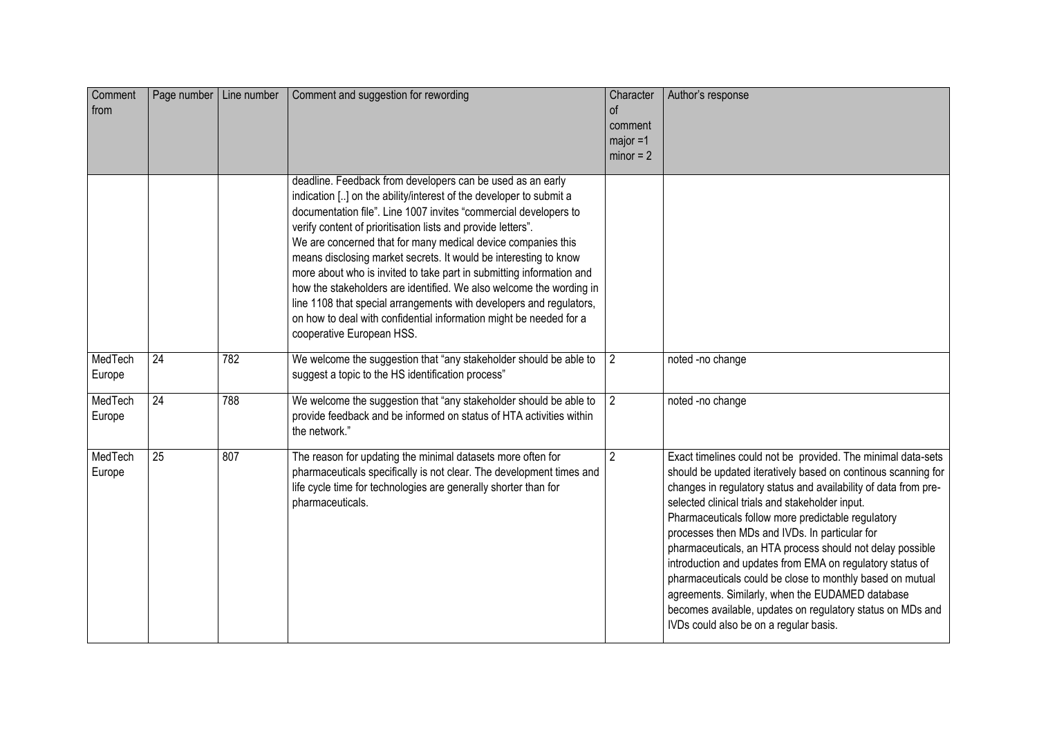| Comment from | Page number | Line number | Comment and suggestion for rewording | Character of comment major =1 minor = 2 | Author's response |
|---|---|---|---|---|---|
| | | | deadline. Feedback from developers can be used as an early indication [..] on the ability/interest of the developer to submit a documentation file". Line 1007 invites "commercial developers to verify content of prioritisation lists and provide letters".<br>We are concerned that for many medical device companies this means disclosing market secrets. It would be interesting to know more about who is invited to take part in submitting information and how the stakeholders are identified. We also welcome the wording in line 1108 that special arrangements with developers and regulators, on how to deal with confidential information might be needed for a cooperative European HSS. | | |
| MedTech Europe | 24 | 782 | We welcome the suggestion that "any stakeholder should be able to suggest a topic to the HS identification process" | 2 | noted -no change |
| MedTech Europe | 24 | 788 | We welcome the suggestion that "any stakeholder should be able to provide feedback and be informed on status of HTA activities within the network." | 2 | noted -no change |
| MedTech Europe | 25 | 807 | The reason for updating the minimal datasets more often for pharmaceuticals specifically is not clear. The development times and life cycle time for technologies are generally shorter than for pharmaceuticals. | 2 | Exact timelines could not be provided. The minimal data-sets should be updated iteratively based on continous scanning for changes in regulatory status and availability of data from pre-selected clinical trials and stakeholder input.<br>Pharmaceuticals follow more predictable regulatory processes then MDs and IVDs. In particular for pharmaceuticals, an HTA process should not delay possible introduction and updates from EMA on regulatory status of pharmaceuticals could be close to monthly based on mutual agreements. Similarly, when the EUDAMED database becomes available, updates on regulatory status on MDs and IVDs could also be on a regular basis. |